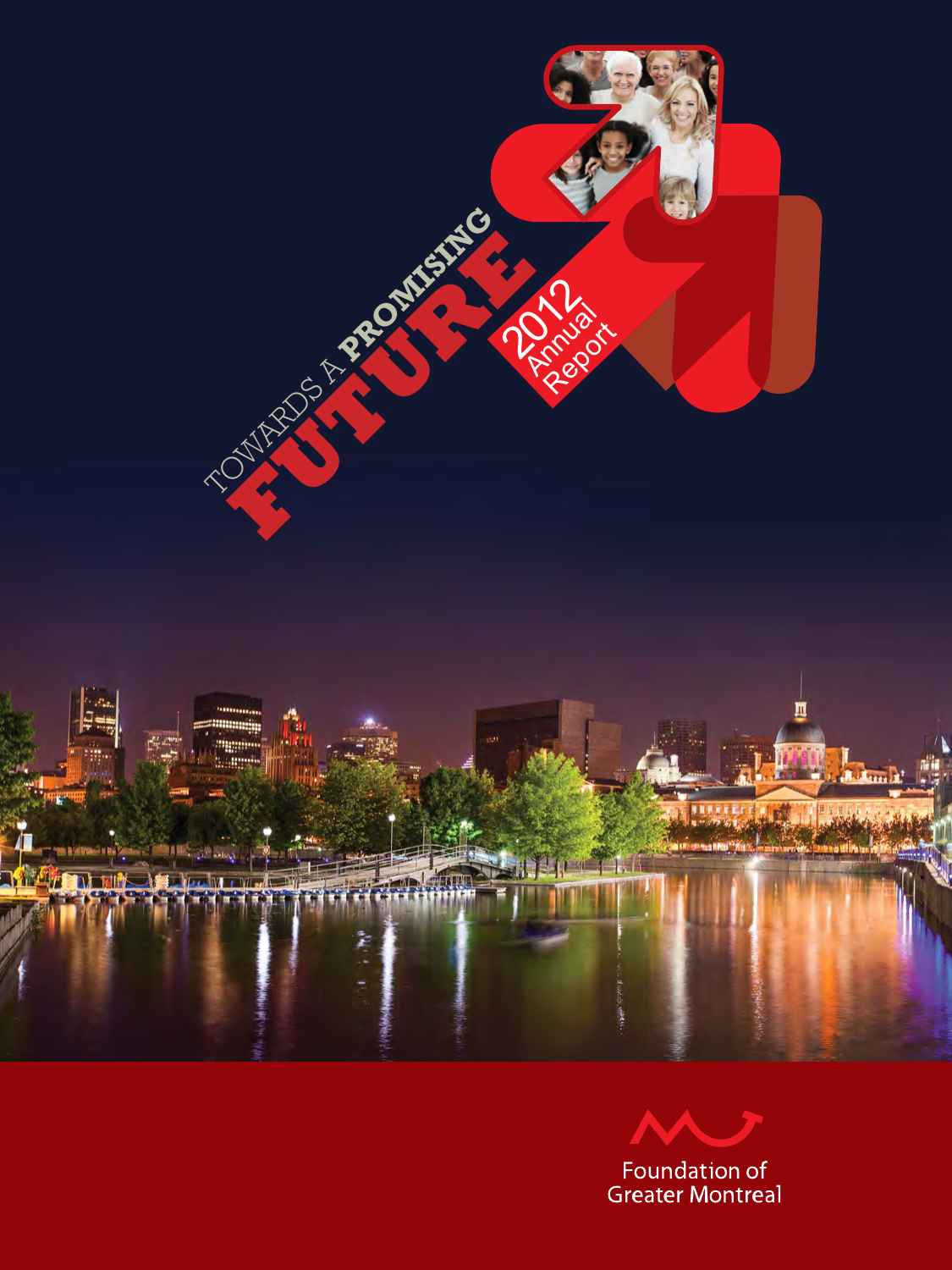# TOWARDS A PROMISING FUTURE

## 2012 Annual Report

Foundation of Greater Montreal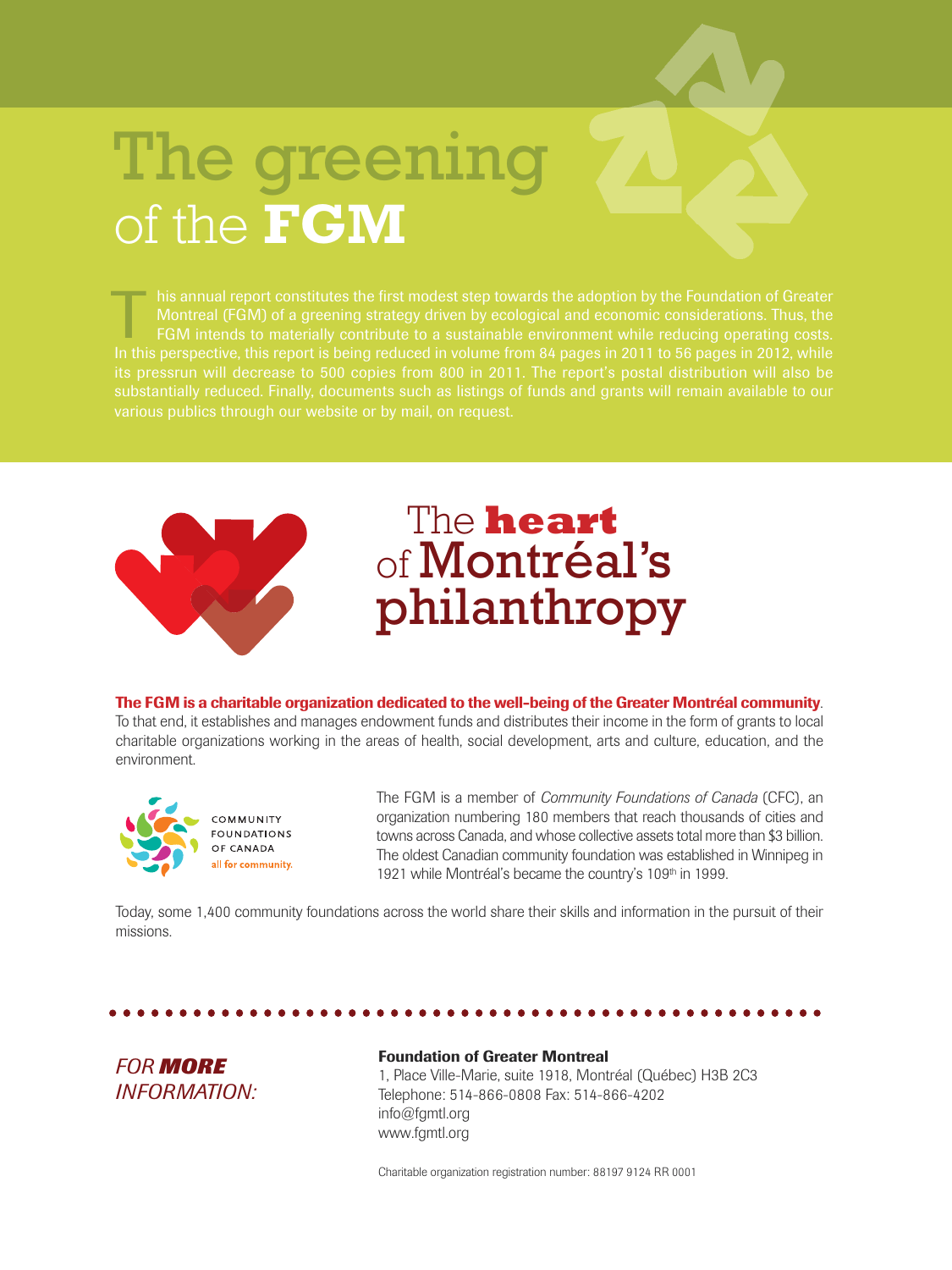# The greening of the FGM

This annual report constitutes the first modest step towards the adoption by the Foundation of Greater Montreal (FGM) of a greening strategy driven by ecological and economic considerations. Thus, the FGM intends to materially contribute to a sustainable environment while reducing operating costs. In this perspective, this report is being reduced in volume from 84 pages in 2011 to 56 pages in 2012, while its pressrun will decrease to 500 copies from 800 in 2011. The report's postal distribution will also be substantially reduced. Finally, documents such as listings of funds and grants will remain available to our various publics through our website or by mail, on request.

# The **heart** of Montréal's philanthropy

**The FGM is a charitable organization dedicated to the well-being of the Greater Montréal community**. To that end, it establishes and manages endowment funds and distributes their income in the form of grants to local charitable organizations working in the areas of health, social development, arts and culture, education, and the environment.

COMMUNITY FOUNDATIONS OF CANADA
all for community.

The FGM is a member of *Community Foundations of Canada* (CFC), an organization numbering 180 members that reach thousands of cities and towns across Canada, and whose collective assets total more than $3 billion. The oldest Canadian community foundation was established in Winnipeg in 1921 while Montréal's became the country's 109th in 1999.

Today, some 1,400 community foundations across the world share their skills and information in the pursuit of their missions.

*FOR **MORE** INFORMATION:*

**Foundation of Greater Montreal**
1, Place Ville-Marie, suite 1918, Montréal (Québec) H3B 2C3
Telephone: 514-866-0808 Fax: 514-866-4202
info@fgmtl.org
www.fgmtl.org

Charitable organization registration number: 88197 9124 RR 0001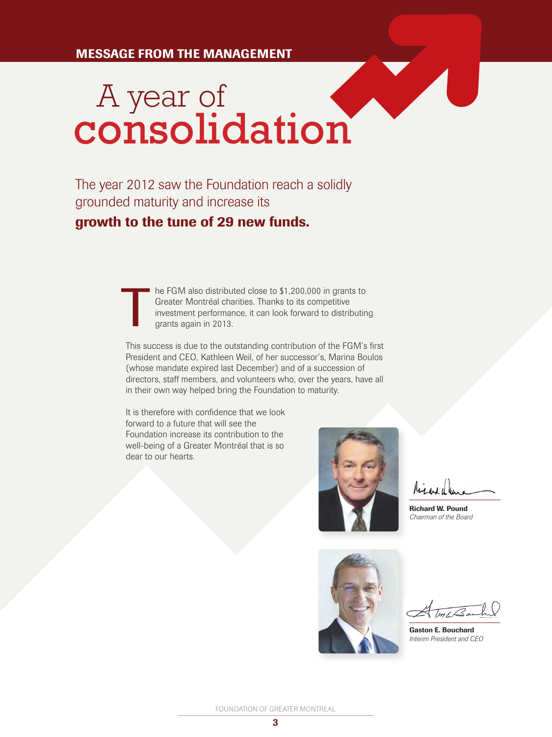MESSAGE FROM THE MANAGEMENT

# A year of consolidation

The year 2012 saw the Foundation reach a solidly grounded maturity and increase its **growth to the tune of 29 new funds.**

The FGM also distributed close to $1,200,000 in grants to Greater Montréal charities. Thanks to its competitive investment performance, it can look forward to distributing grants again in 2013.

This success is due to the outstanding contribution of the FGM's first President and CEO, Kathleen Weil, of her successor's, Marina Boulos (whose mandate expired last December) and of a succession of directors, staff members, and volunteers who, over the years, have all in their own way helped bring the Foundation to maturity.

It is therefore with confidence that we look forward to a future that will see the Foundation increase its contribution to the well-being of a Greater Montréal that is so dear to our hearts.

**Richard W. Pound**
*Chairman of the Board*

**Gaston E. Bouchard**
*Interim President and CEO*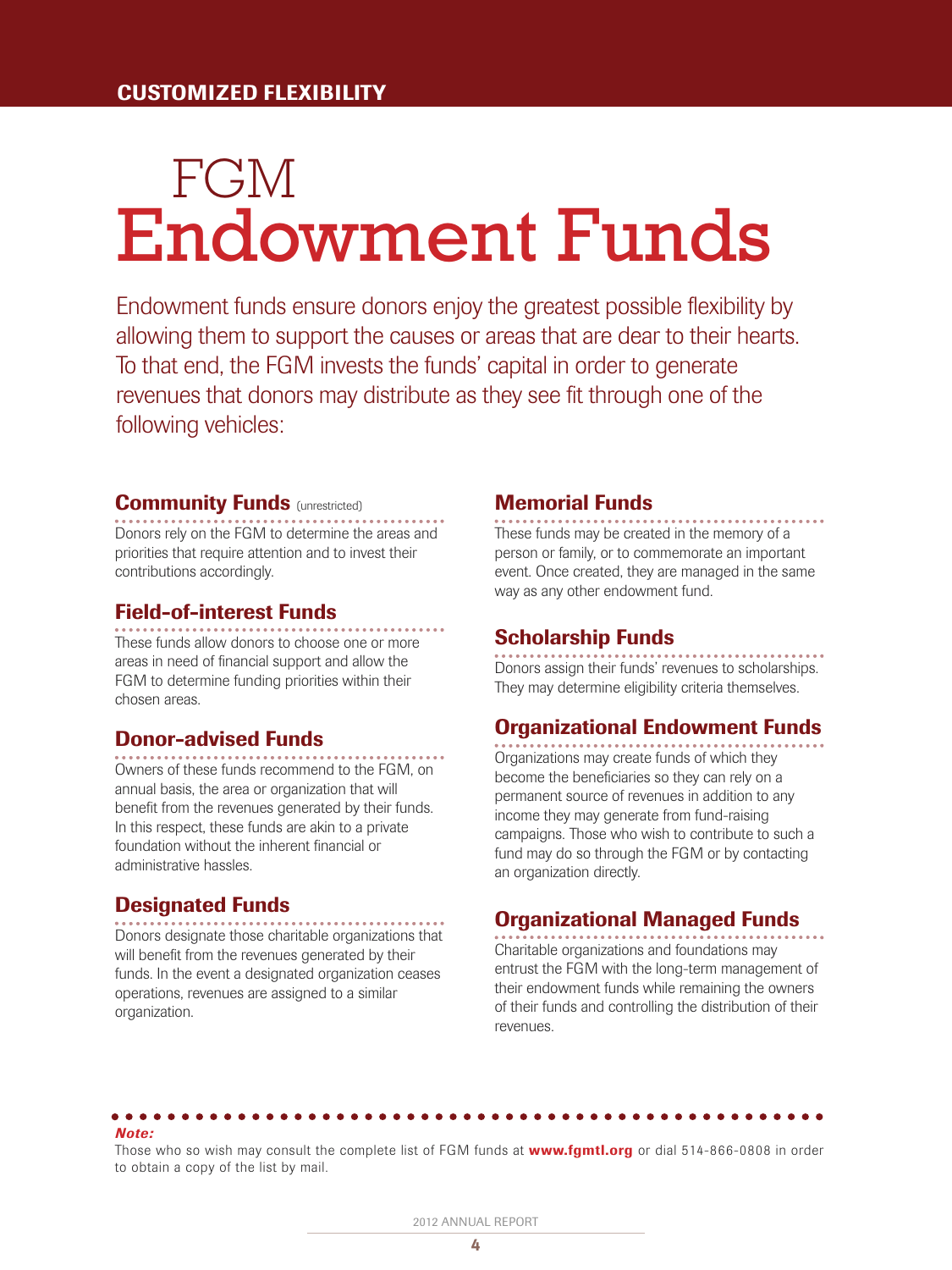## CUSTOMIZED FLEXIBILITY

# FGM Endowment Funds

Endowment funds ensure donors enjoy the greatest possible flexibility by allowing them to support the causes or areas that are dear to their hearts. To that end, the FGM invests the funds' capital in order to generate revenues that donors may distribute as they see fit through one of the following vehicles:

### Community Funds (unrestricted)

Donors rely on the FGM to determine the areas and priorities that require attention and to invest their contributions accordingly.

### Field-of-interest Funds

These funds allow donors to choose one or more areas in need of financial support and allow the FGM to determine funding priorities within their chosen areas.

### Donor-advised Funds

Owners of these funds recommend to the FGM, on annual basis, the area or organization that will benefit from the revenues generated by their funds. In this respect, these funds are akin to a private foundation without the inherent financial or administrative hassles.

### Designated Funds

Donors designate those charitable organizations that will benefit from the revenues generated by their funds. In the event a designated organization ceases operations, revenues are assigned to a similar organization.

### Memorial Funds

These funds may be created in the memory of a person or family, or to commemorate an important event. Once created, they are managed in the same way as any other endowment fund.

### Scholarship Funds

Donors assign their funds' revenues to scholarships. They may determine eligibility criteria themselves.

### Organizational Endowment Funds

Organizations may create funds of which they become the beneficiaries so they can rely on a permanent source of revenues in addition to any income they may generate from fund-raising campaigns. Those who wish to contribute to such a fund may do so through the FGM or by contacting an organization directly.

### Organizational Managed Funds

Charitable organizations and foundations may entrust the FGM with the long-term management of their endowment funds while remaining the owners of their funds and controlling the distribution of their revenues.

***Note:***
Those who so wish may consult the complete list of FGM funds at **www.fgmtl.org** or dial 514-866-0808 in order to obtain a copy of the list by mail.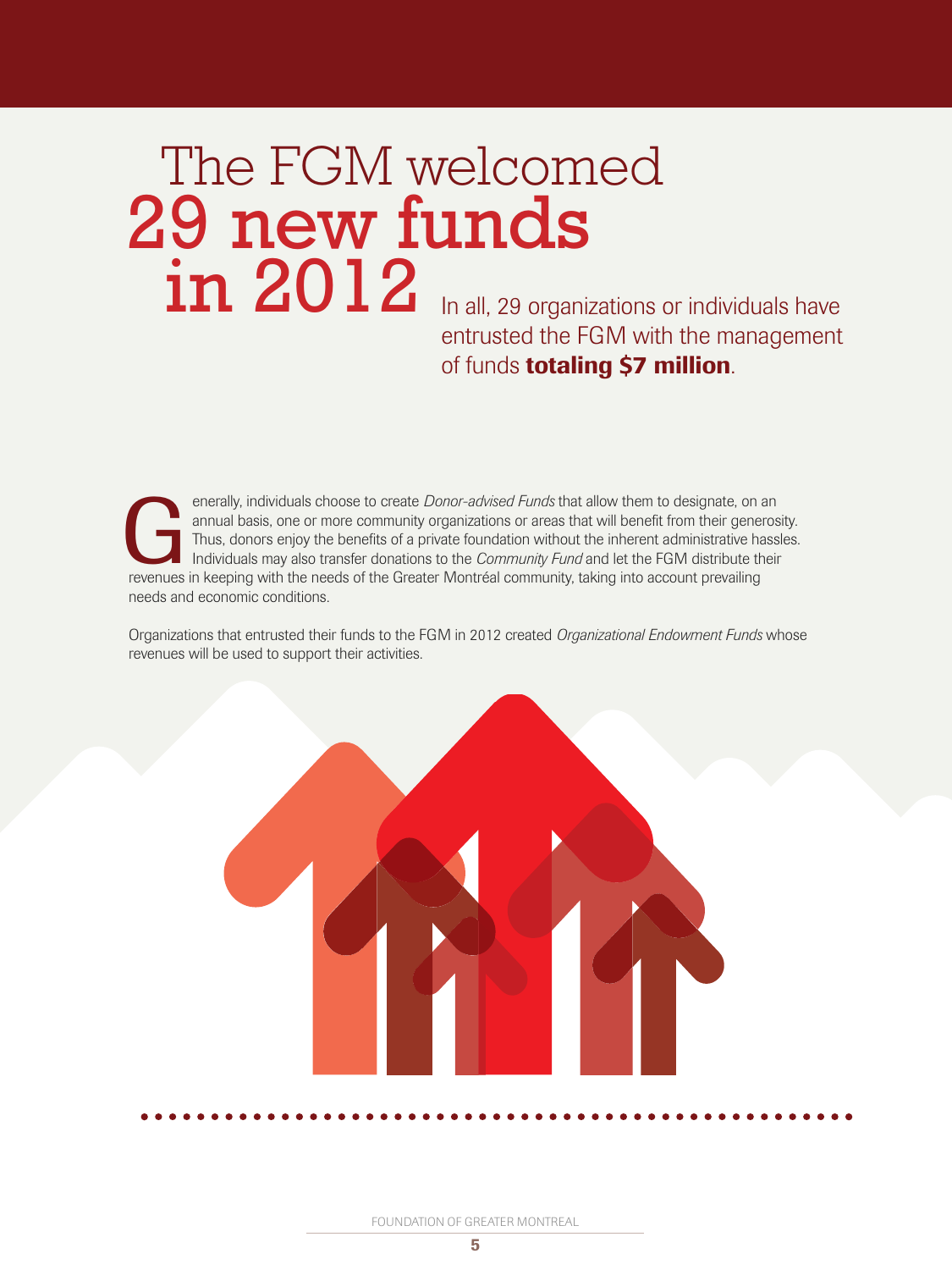# The FGM welcomed 29 new funds in 2012

In all, 29 organizations or individuals have entrusted the FGM with the management of funds **totaling $7 million**.

Generally, individuals choose to create *Donor-advised Funds* that allow them to designate, on an annual basis, one or more community organizations or areas that will benefit from their generosity. Thus, donors enjoy the benefits of a private foundation without the inherent administrative hassles. Individuals may also transfer donations to the *Community Fund* and let the FGM distribute their revenues in keeping with the needs of the Greater Montréal community, taking into account prevailing needs and economic conditions.

Organizations that entrusted their funds to the FGM in 2012 created *Organizational Endowment Funds* whose revenues will be used to support their activities.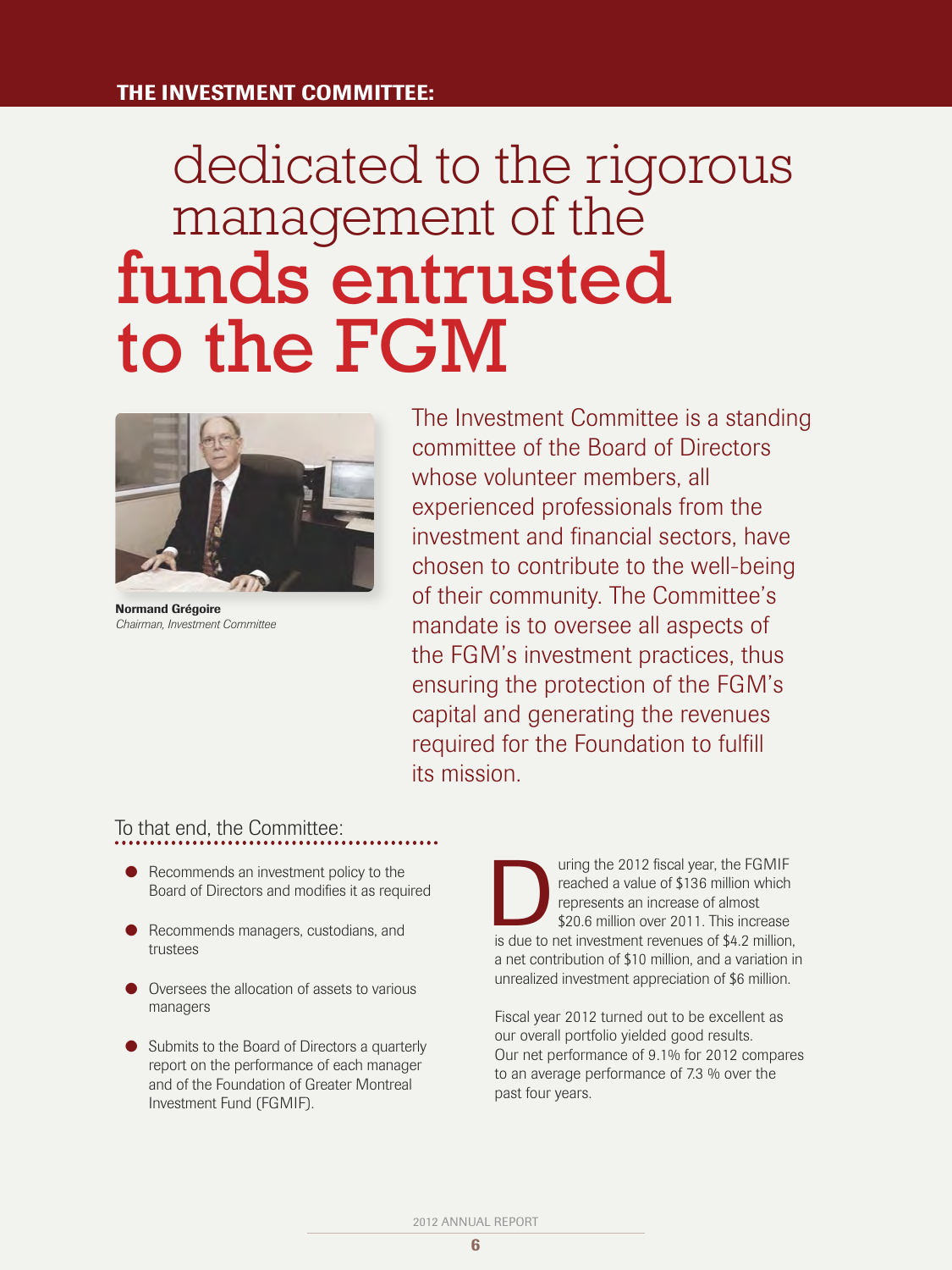**THE INVESTMENT COMMITTEE:**

# dedicated to the rigorous management of the funds entrusted to the FGM

**Normand Grégoire**
*Chairman, Investment Committee*

The Investment Committee is a standing committee of the Board of Directors whose volunteer members, all experienced professionals from the investment and financial sectors, have chosen to contribute to the well-being of their community. The Committee's mandate is to oversee all aspects of the FGM's investment practices, thus ensuring the protection of the FGM's capital and generating the revenues required for the Foundation to fulfill its mission.

## To that end, the Committee:

- Recommends an investment policy to the Board of Directors and modifies it as required
- Recommends managers, custodians, and trustees
- Oversees the allocation of assets to various managers
- Submits to the Board of Directors a quarterly report on the performance of each manager and of the Foundation of Greater Montreal Investment Fund (FGMIF).

During the 2012 fiscal year, the FGMIF reached a value of $136 million which represents an increase of almost $20.6 million over 2011. This increase is due to net investment revenues of $4.2 million, a net contribution of $10 million, and a variation in unrealized investment appreciation of $6 million.

Fiscal year 2012 turned out to be excellent as our overall portfolio yielded good results. Our net performance of 9.1% for 2012 compares to an average performance of 7.3 % over the past four years.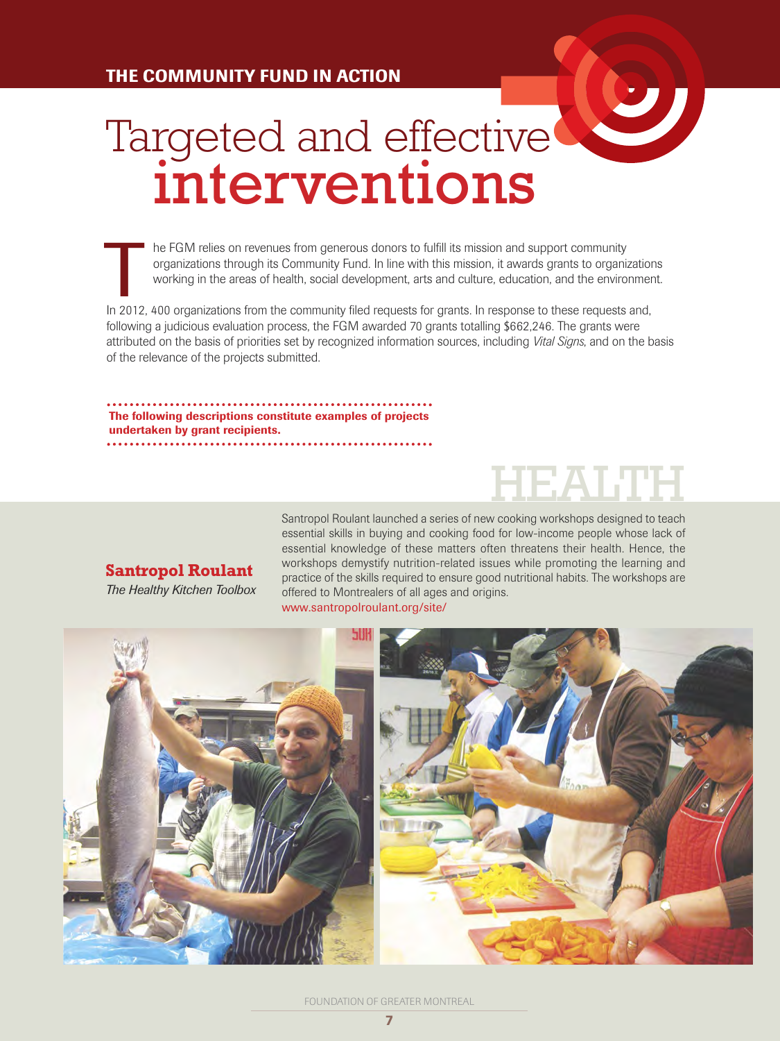THE COMMUNITY FUND IN ACTION

# Targeted and effective interventions

The FGM relies on revenues from generous donors to fulfill its mission and support community organizations through its Community Fund. In line with this mission, it awards grants to organizations working in the areas of health, social development, arts and culture, education, and the environment.

In 2012, 400 organizations from the community filed requests for grants. In response to these requests and, following a judicious evaluation process, the FGM awarded 70 grants totalling $662,246. The grants were attributed on the basis of priorities set by recognized information sources, including *Vital Signs*, and on the basis of the relevance of the projects submitted.

**The following descriptions constitute examples of projects undertaken by grant recipients.**

## HEALTH

### Santropol Roulant

*The Healthy Kitchen Toolbox*

Santropol Roulant launched a series of new cooking workshops designed to teach essential skills in buying and cooking food for low-income people whose lack of essential knowledge of these matters often threatens their health. Hence, the workshops demystify nutrition-related issues while promoting the learning and practice of the skills required to ensure good nutritional habits. The workshops are offered to Montrealers of all ages and origins.

www.santropolroulant.org/site/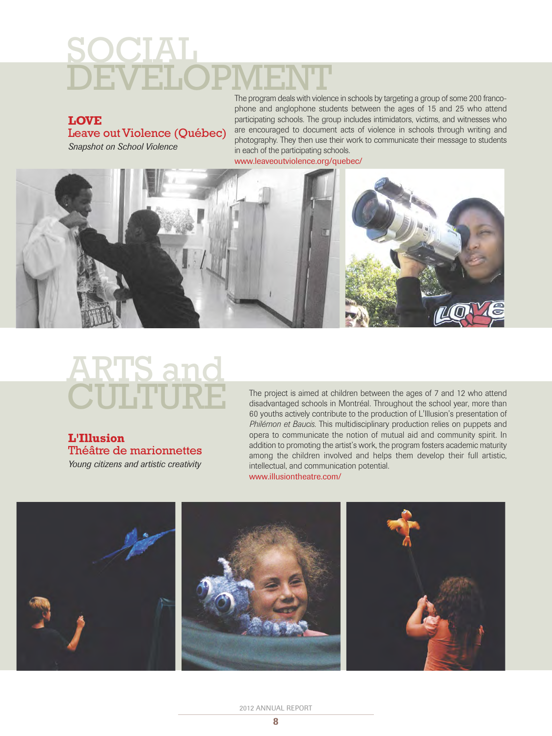# SOCIAL DEVELOPMENT

## LOVE

### Leave out Violence (Québec)

*Snapshot on School Violence*

The program deals with violence in schools by targeting a group of some 200 francophone and anglophone students between the ages of 15 and 25 who attend participating schools. The group includes intimidators, victims, and witnesses who are encouraged to document acts of violence in schools through writing and photography. They then use their work to communicate their message to students in each of the participating schools.

www.leaveoutviolence.org/quebec/

# ARTS and CULTURE

## L'Illusion

### Théâtre de marionnettes

*Young citizens and artistic creativity*

The project is aimed at children between the ages of 7 and 12 who attend disadvantaged schools in Montréal. Throughout the school year, more than 60 youths actively contribute to the production of L'Illusion's presentation of *Philémon et Baucis*. This multidisciplinary production relies on puppets and opera to communicate the notion of mutual aid and community spirit. In addition to promoting the artist's work, the program fosters academic maturity among the children involved and helps them develop their full artistic, intellectual, and communication potential.

www.illusiontheatre.com/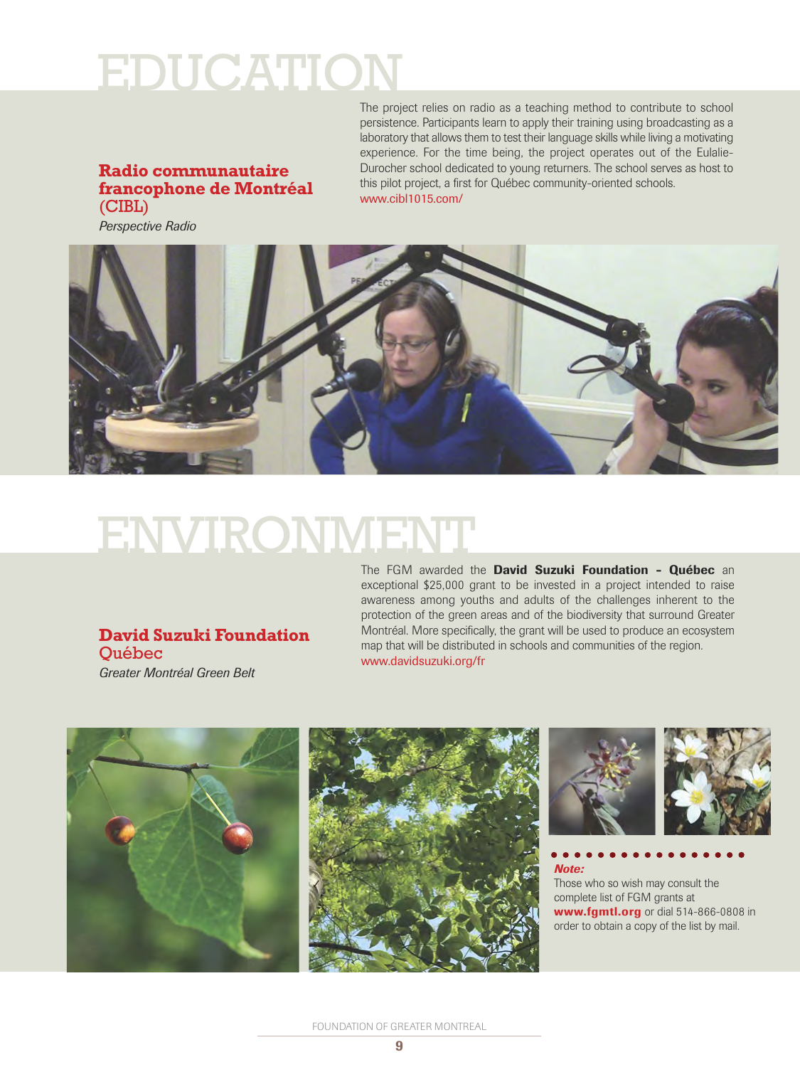# EDUCATION

### Radio communautaire francophone de Montréal (CIBL)

*Perspective Radio*

The project relies on radio as a teaching method to contribute to school persistence. Participants learn to apply their training using broadcasting as a laboratory that allows them to test their language skills while living a motivating experience. For the time being, the project operates out of the Eulalie-Durocher school dedicated to young returners. The school serves as host to this pilot project, a first for Québec community-oriented schools.
www.cibl1015.com/

# ENVIRONMENT

### David Suzuki Foundation Québec

*Greater Montréal Green Belt*

The FGM awarded the **David Suzuki Foundation – Québec** an exceptional $25,000 grant to be invested in a project intended to raise awareness among youths and adults of the challenges inherent to the protection of the green areas and of the biodiversity that surround Greater Montréal. More specifically, the grant will be used to produce an ecosystem map that will be distributed in schools and communities of the region.
www.davidsuzuki.org/fr

***Note:***
Those who so wish may consult the complete list of FGM grants at **www.fgmtl.org** or dial 514-866-0808 in order to obtain a copy of the list by mail.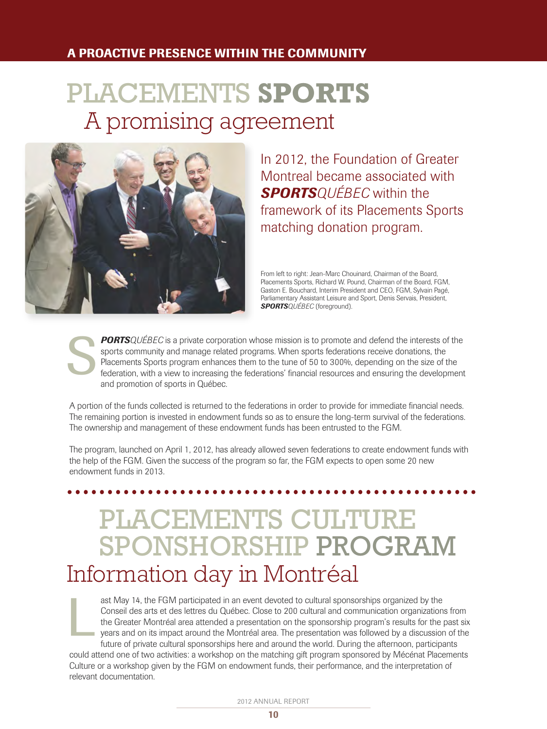## A PROACTIVE PRESENCE WITHIN THE COMMUNITY

# PLACEMENTS **SPORTS**
## A promising agreement

In 2012, the Foundation of Greater Montreal became associated with ***SPORTS****QUÉBEC* within the framework of its Placements Sports matching donation program.

From left to right: Jean-Marc Chouinard, Chairman of the Board, Placements Sports, Richard W. Pound, Chairman of the Board, FGM, Gaston E. Bouchard, Interim President and CEO, FGM, Sylvain Pagé, Parliamentary Assistant Leisure and Sport, Denis Servais, President, ***SPORTS****QUÉBEC* (foreground).

***SPORTS****QUÉBEC* is a private corporation whose mission is to promote and defend the interests of the sports community and manage related programs. When sports federations receive donations, the Placements Sports program enhances them to the tune of 50 to 300%, depending on the size of the federation, with a view to increasing the federations' financial resources and ensuring the development and promotion of sports in Québec.

A portion of the funds collected is returned to the federations in order to provide for immediate financial needs. The remaining portion is invested in endowment funds so as to ensure the long-term survival of the federations. The ownership and management of these endowment funds has been entrusted to the FGM.

The program, launched on April 1, 2012, has already allowed seven federations to create endowment funds with the help of the FGM. Given the success of the program so far, the FGM expects to open some 20 new endowment funds in 2013.

# PLACEMENTS CULTURE SPONSHORSHIP PROGRAM
## Information day in Montréal

Last May 14, the FGM participated in an event devoted to cultural sponsorships organized by the Conseil des arts et des lettres du Québec. Close to 200 cultural and communication organizations from the Greater Montréal area attended a presentation on the sponsorship program's results for the past six years and on its impact around the Montréal area. The presentation was followed by a discussion of the future of private cultural sponsorships here and around the world. During the afternoon, participants could attend one of two activities: a workshop on the matching gift program sponsored by Mécénat Placements Culture or a workshop given by the FGM on endowment funds, their performance, and the interpretation of relevant documentation.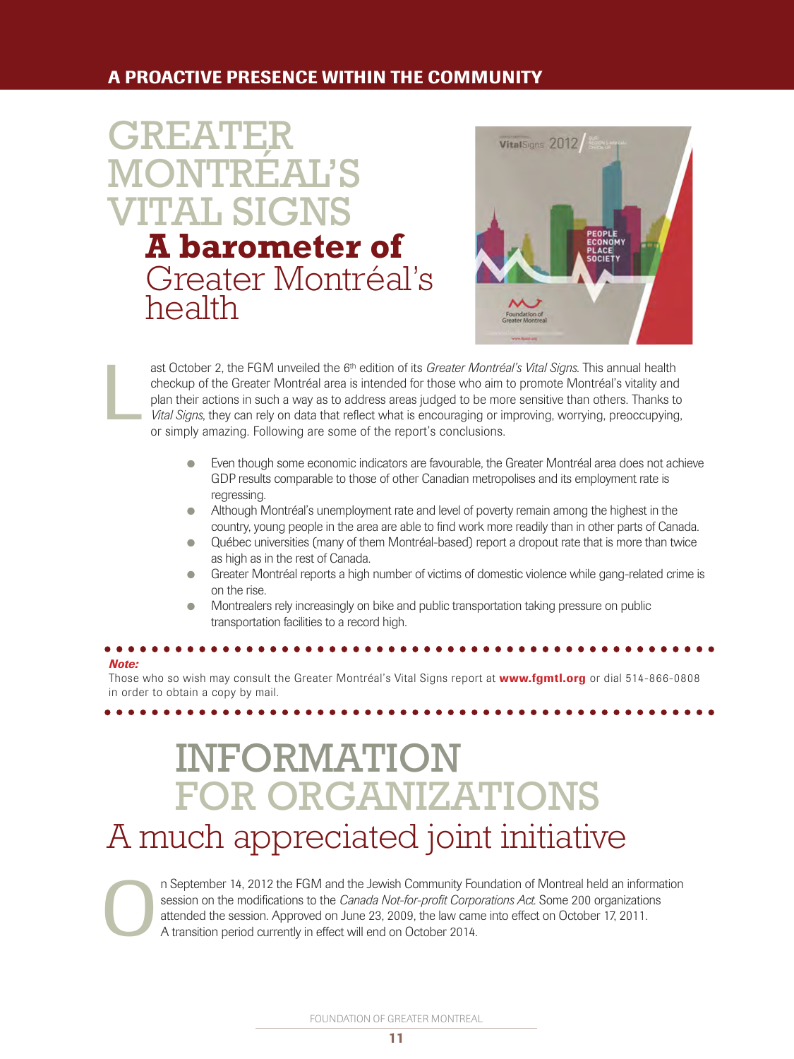## A PROACTIVE PRESENCE WITHIN THE COMMUNITY

# GREATER MONTRÉAL'S VITAL SIGNS

## **A barometer of** Greater Montréal's health

Last October 2, the FGM unveiled the 6th edition of its *Greater Montréal's Vital Signs*. This annual health checkup of the Greater Montréal area is intended for those who aim to promote Montréal's vitality and plan their actions in such a way as to address areas judged to be more sensitive than others. Thanks to *Vital Signs*, they can rely on data that reflect what is encouraging or improving, worrying, preoccupying, or simply amazing. Following are some of the report's conclusions.

- Even though some economic indicators are favourable, the Greater Montréal area does not achieve GDP results comparable to those of other Canadian metropolises and its employment rate is regressing.
- Although Montréal's unemployment rate and level of poverty remain among the highest in the country, young people in the area are able to find work more readily than in other parts of Canada.
- Québec universities (many of them Montréal-based) report a dropout rate that is more than twice as high as in the rest of Canada.
- Greater Montréal reports a high number of victims of domestic violence while gang-related crime is on the rise.
- Montrealers rely increasingly on bike and public transportation taking pressure on public transportation facilities to a record high.

***Note:***
Those who so wish may consult the Greater Montréal's Vital Signs report at **www.fgmtl.org** or dial 514-866-0808 in order to obtain a copy by mail.

# INFORMATION FOR ORGANIZATIONS

## A much appreciated joint initiative

On September 14, 2012 the FGM and the Jewish Community Foundation of Montreal held an information session on the modifications to the *Canada Not-for-profit Corporations Act*. Some 200 organizations attended the session. Approved on June 23, 2009, the law came into effect on October 17, 2011. A transition period currently in effect will end on October 2014.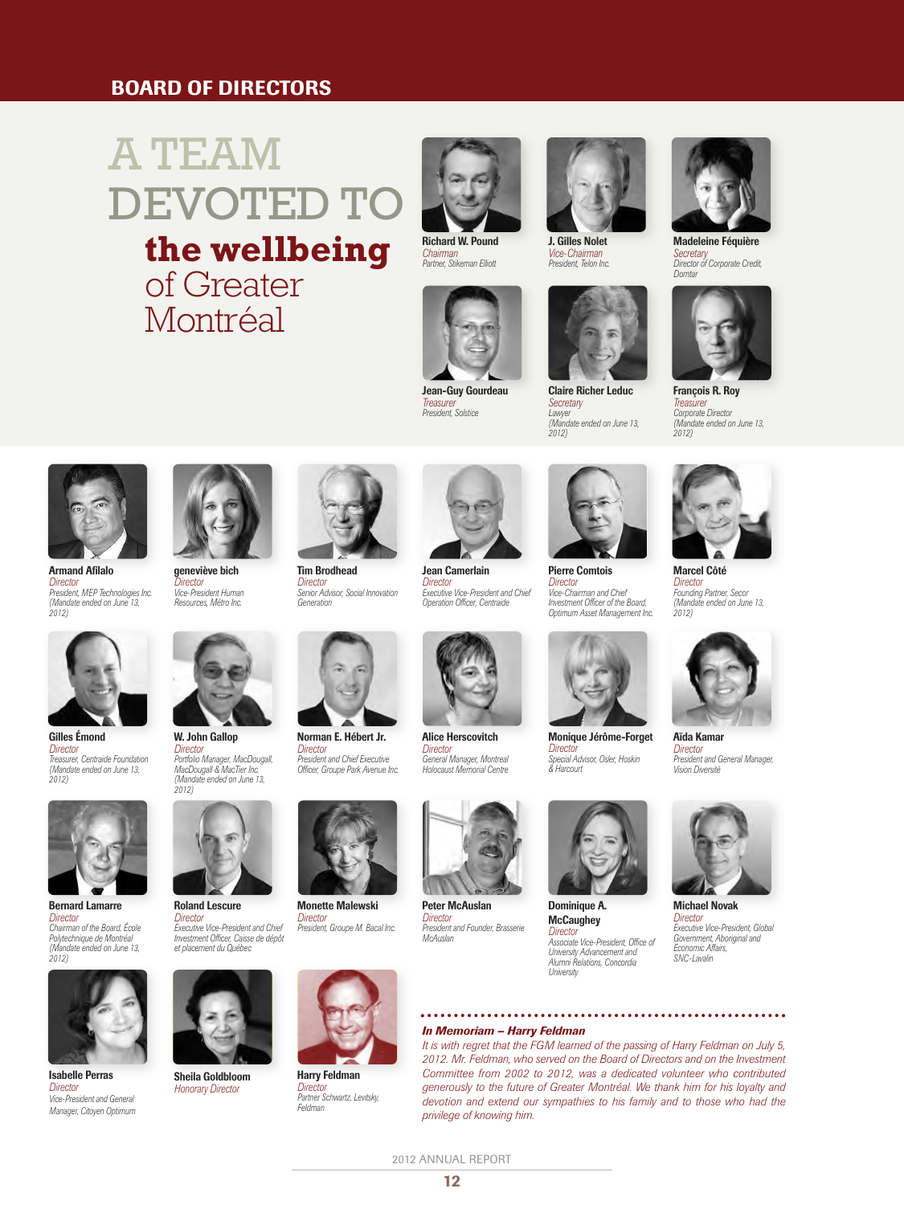## BOARD OF DIRECTORS

# A TEAM DEVOTED TO **the wellbeing** of Greater Montréal

**Richard W. Pound**
*Chairman*
*Partner, Stikeman Elliott*

**J. Gilles Nolet**
*Vice-Chairman*
*President, Telon Inc.*

**Madeleine Féquière**
*Secretary*
*Director of Corporate Credit, Domtar*

**Jean-Guy Gourdeau**
*Treasurer*
*President, Solstice*

**Claire Richer Leduc**
*Secretary*
*Lawyer*
*(Mandate ended on June 13, 2012)*

**François R. Roy**
*Treasurer*
*Corporate Director*
*(Mandate ended on June 13, 2012)*

**Armand Afilalo**
*Director*
*President, MEP Technologies Inc.*
*(Mandate ended on June 13, 2012)*

**geneviève bich**
*Director*
*Vice-President Human Resources, Métro Inc.*

**Tim Brodhead**
*Director*
*Senior Advisor, Social Innovation Generation*

**Jean Camerlain**
*Director*
*Executive Vice-President and Chief Operation Officer, Centraide*

**Pierre Comtois**
*Director*
*Vice-Chairman and Chief Investment Officer of the Board, Optimum Asset Management Inc.*

**Marcel Côté**
*Director*
*Founding Partner, Secor*
*(Mandate ended on June 13, 2012)*

**Gilles Émond**
*Director*
*Treasurer, Centraide Foundation*
*(Mandate ended on June 13, 2012)*

**W. John Gallop**
*Director*
*Portfolio Manager, MacDougall, MacDougall & MacTier Inc.*
*(Mandate ended on June 13, 2012)*

**Norman E. Hébert Jr.**
*Director*
*President and Chief Executive Officer, Groupe Park Avenue Inc.*

**Alice Herscovitch**
*Director*
*General Manager, Montreal Holocaust Memorial Centre*

**Monique Jérôme-Forget**
*Director*
*Special Advisor, Osler, Hoskin & Harcourt*

**Aïda Kamar**
*Director*
*President and General Manager, Vision Diversité*

**Bernard Lamarre**
*Director*
*Chairman of the Board, École Polytechnique de Montréal*
*(Mandate ended on June 13, 2012)*

**Roland Lescure**
*Director*
*Executive Vice-President and Chief Investment Officer, Caisse de dépôt et placement du Québec*

**Monette Malewski**
*Director*
*President, Groupe M. Bacal Inc.*

**Peter McAuslan**
*Director*
*President and Founder, Brasserie McAuslan*

**Dominique A. McCaughey**
*Director*
*Associate Vice-President, Office of University Advancement and Alumni Relations, Concordia University*

**Michael Novak**
*Director*
*Executive Vice-President, Global Government, Aboriginal and Economic Affairs, SNC-Lavalin*

**Isabelle Perras**
*Director*
*Vice-President and General Manager, Citoyen Optimum*

**Sheila Goldbloom**
*Honorary Director*

**Harry Feldman**
*Director*
*Partner Schwartz, Levitsky, Feldman*

***In Memoriam – Harry Feldman***

*It is with regret that the FGM learned of the passing of Harry Feldman on July 5, 2012. Mr. Feldman, who served on the Board of Directors and on the Investment Committee from 2002 to 2012, was a dedicated volunteer who contributed generously to the future of Greater Montréal. We thank him for his loyalty and devotion and extend our sympathies to his family and to those who had the privilege of knowing him.*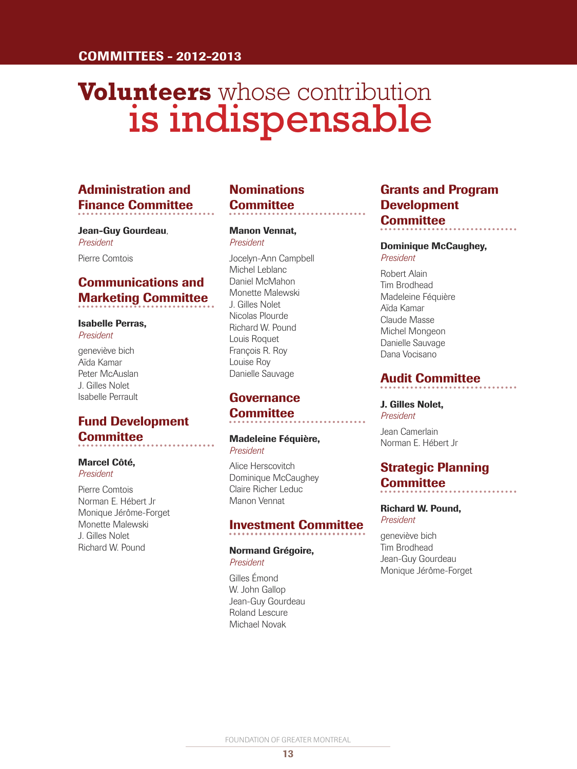# Volunteers whose contribution is indispensable

## Administration and Finance Committee

**Jean-Guy Gourdeau**, *President*

Pierre Comtois

## Communications and Marketing Committee

**Isabelle Perras,** *President*

geneviève bich
Aïda Kamar
Peter McAuslan
J. Gilles Nolet
Isabelle Perrault

## Fund Development Committee

**Marcel Côté,** *President*

Pierre Comtois
Norman E. Hébert Jr
Monique Jérôme-Forget
Monette Malewski
J. Gilles Nolet
Richard W. Pound

## Nominations Committee

**Manon Vennat,** *President*

Jocelyn-Ann Campbell
Michel Leblanc
Daniel McMahon
Monette Malewski
J. Gilles Nolet
Nicolas Plourde
Richard W. Pound
Louis Roquet
François R. Roy
Louise Roy
Danielle Sauvage

## Governance Committee

**Madeleine Féquière,** *President*

Alice Herscovitch
Dominique McCaughey
Claire Richer Leduc
Manon Vennat

## Investment Committee

**Normand Grégoire,** *President*

Gilles Émond
W. John Gallop
Jean-Guy Gourdeau
Roland Lescure
Michael Novak

## Grants and Program Development Committee

**Dominique McCaughey,** *President*

Robert Alain
Tim Brodhead
Madeleine Féquière
Aïda Kamar
Claude Masse
Michel Mongeon
Danielle Sauvage
Dana Vocisano

## Audit Committee

**J. Gilles Nolet,** *President*

Jean Camerlain
Norman E. Hébert Jr

## Strategic Planning Committee

**Richard W. Pound,** *President*

geneviève bich
Tim Brodhead
Jean-Guy Gourdeau
Monique Jérôme-Forget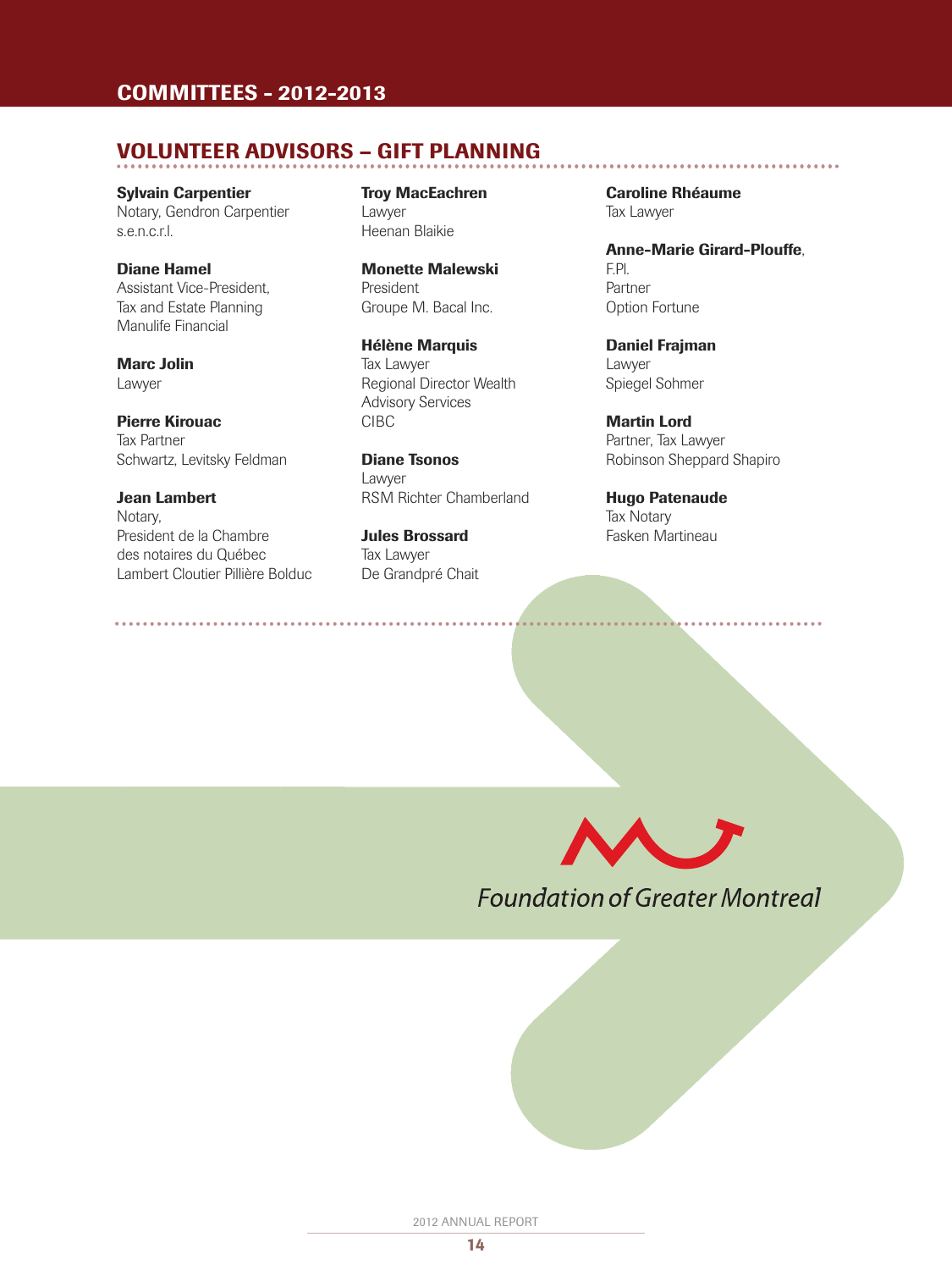# COMMITTEES - 2012-2013

## VOLUNTEER ADVISORS – GIFT PLANNING

**Sylvain Carpentier**
Notary, Gendron Carpentier
s.e.n.c.r.l.

**Diane Hamel**
Assistant Vice-President,
Tax and Estate Planning
Manulife Financial

**Marc Jolin**
Lawyer

**Pierre Kirouac**
Tax Partner
Schwartz, Levitsky Feldman

**Jean Lambert**
Notary,
President de la Chambre
des notaires du Québec
Lambert Cloutier Pillière Bolduc

**Troy MacEachren**
Lawyer
Heenan Blaikie

**Monette Malewski**
President
Groupe M. Bacal Inc.

**Hélène Marquis**
Tax Lawyer
Regional Director Wealth
Advisory Services
CIBC

**Diane Tsonos**
Lawyer
RSM Richter Chamberland

**Jules Brossard**
Tax Lawyer
De Grandpré Chait

**Caroline Rhéaume**
Tax Lawyer

**Anne-Marie Girard-Plouffe**,
F.Pl.
Partner
Option Fortune

**Daniel Frajman**
Lawyer
Spiegel Sohmer

**Martin Lord**
Partner, Tax Lawyer
Robinson Sheppard Shapiro

**Hugo Patenaude**
Tax Notary
Fasken Martineau

Foundation of Greater Montreal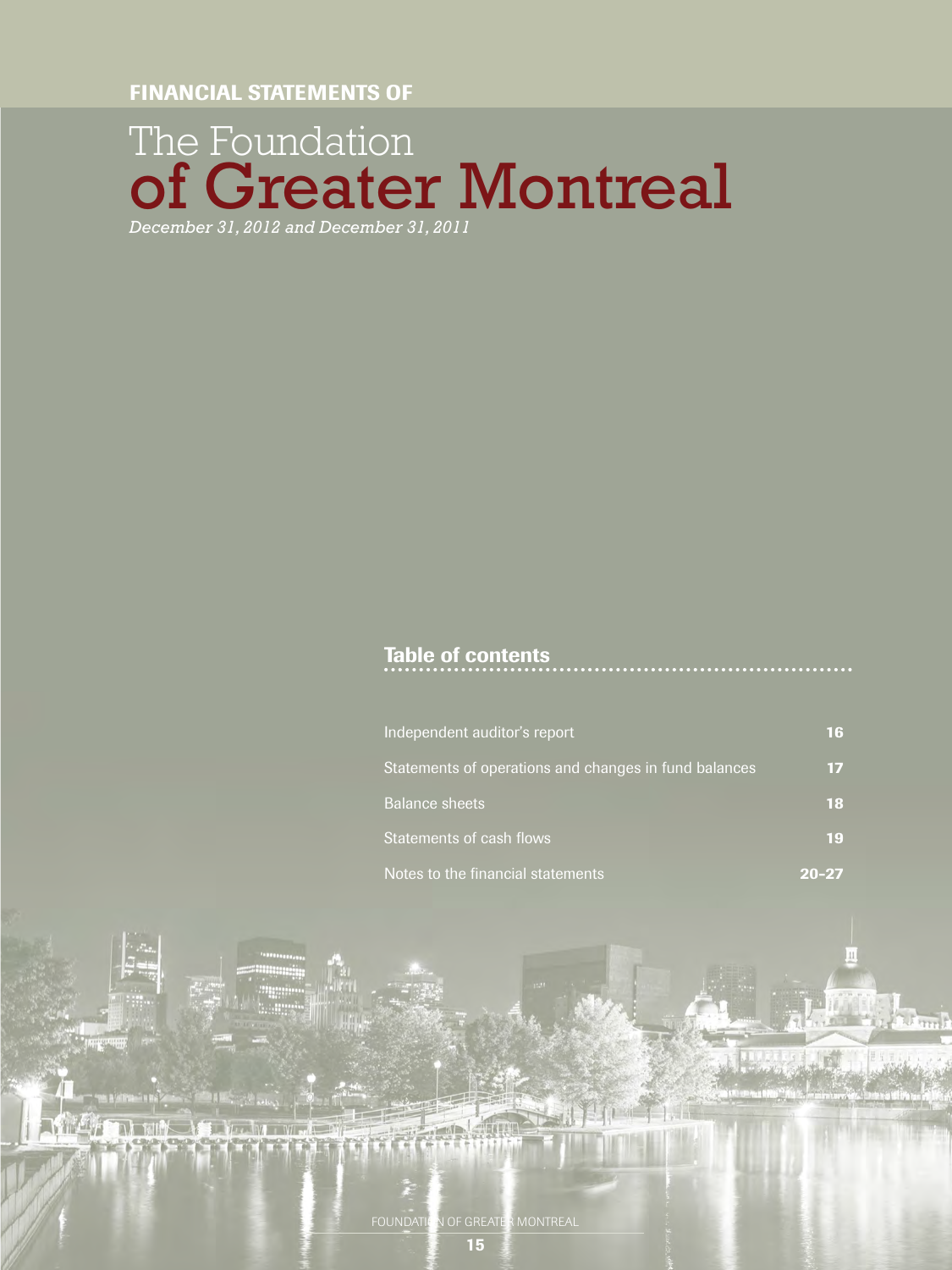**FINANCIAL STATEMENTS OF**

# The Foundation of Greater Montreal

*December 31, 2012 and December 31, 2011*

## Table of contents

| | |
|---|---|
| Independent auditor's report | **16** |
| Statements of operations and changes in fund balances | **17** |
| Balance sheets | **18** |
| Statements of cash flows | **19** |
| Notes to the financial statements | **20-27** |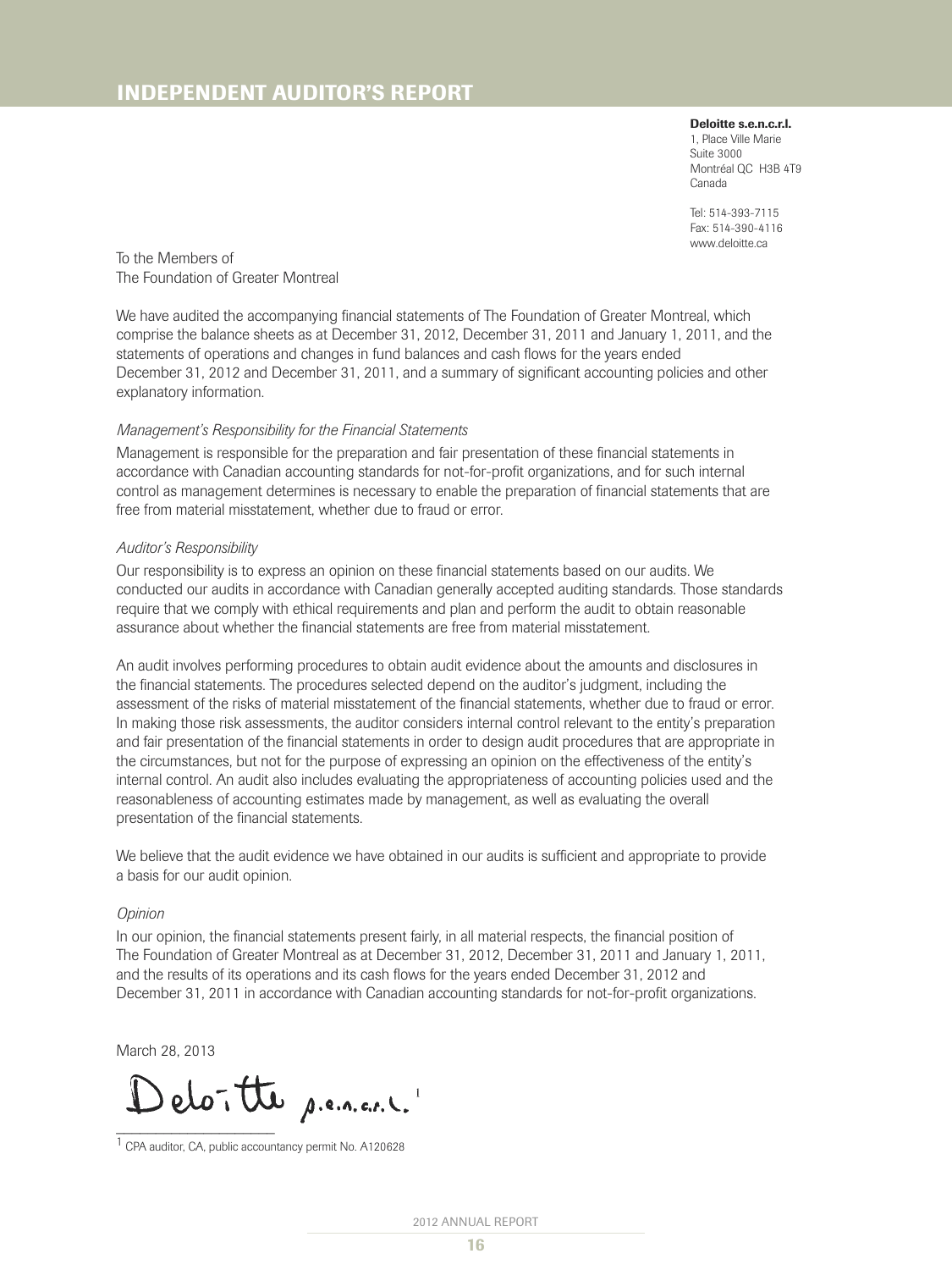# INDEPENDENT AUDITOR'S REPORT

**Deloitte s.e.n.c.r.l.**
1, Place Ville Marie
Suite 3000
Montréal QC H3B 4T9
Canada

Tel: 514-393-7115
Fax: 514-390-4116
www.deloitte.ca

To the Members of
The Foundation of Greater Montreal

We have audited the accompanying financial statements of The Foundation of Greater Montreal, which comprise the balance sheets as at December 31, 2012, December 31, 2011 and January 1, 2011, and the statements of operations and changes in fund balances and cash flows for the years ended December 31, 2012 and December 31, 2011, and a summary of significant accounting policies and other explanatory information.

*Management's Responsibility for the Financial Statements*

Management is responsible for the preparation and fair presentation of these financial statements in accordance with Canadian accounting standards for not-for-profit organizations, and for such internal control as management determines is necessary to enable the preparation of financial statements that are free from material misstatement, whether due to fraud or error.

*Auditor's Responsibility*

Our responsibility is to express an opinion on these financial statements based on our audits. We conducted our audits in accordance with Canadian generally accepted auditing standards. Those standards require that we comply with ethical requirements and plan and perform the audit to obtain reasonable assurance about whether the financial statements are free from material misstatement.

An audit involves performing procedures to obtain audit evidence about the amounts and disclosures in the financial statements. The procedures selected depend on the auditor's judgment, including the assessment of the risks of material misstatement of the financial statements, whether due to fraud or error. In making those risk assessments, the auditor considers internal control relevant to the entity's preparation and fair presentation of the financial statements in order to design audit procedures that are appropriate in the circumstances, but not for the purpose of expressing an opinion on the effectiveness of the entity's internal control. An audit also includes evaluating the appropriateness of accounting policies used and the reasonableness of accounting estimates made by management, as well as evaluating the overall presentation of the financial statements.

We believe that the audit evidence we have obtained in our audits is sufficient and appropriate to provide a basis for our audit opinion.

*Opinion*

In our opinion, the financial statements present fairly, in all material respects, the financial position of The Foundation of Greater Montreal as at December 31, 2012, December 31, 2011 and January 1, 2011, and the results of its operations and its cash flows for the years ended December 31, 2012 and December 31, 2011 in accordance with Canadian accounting standards for not-for-profit organizations.

March 28, 2013

Deloitte s.e.n.c.r.l.[1]

[1] CPA auditor, CA, public accountancy permit No. A120628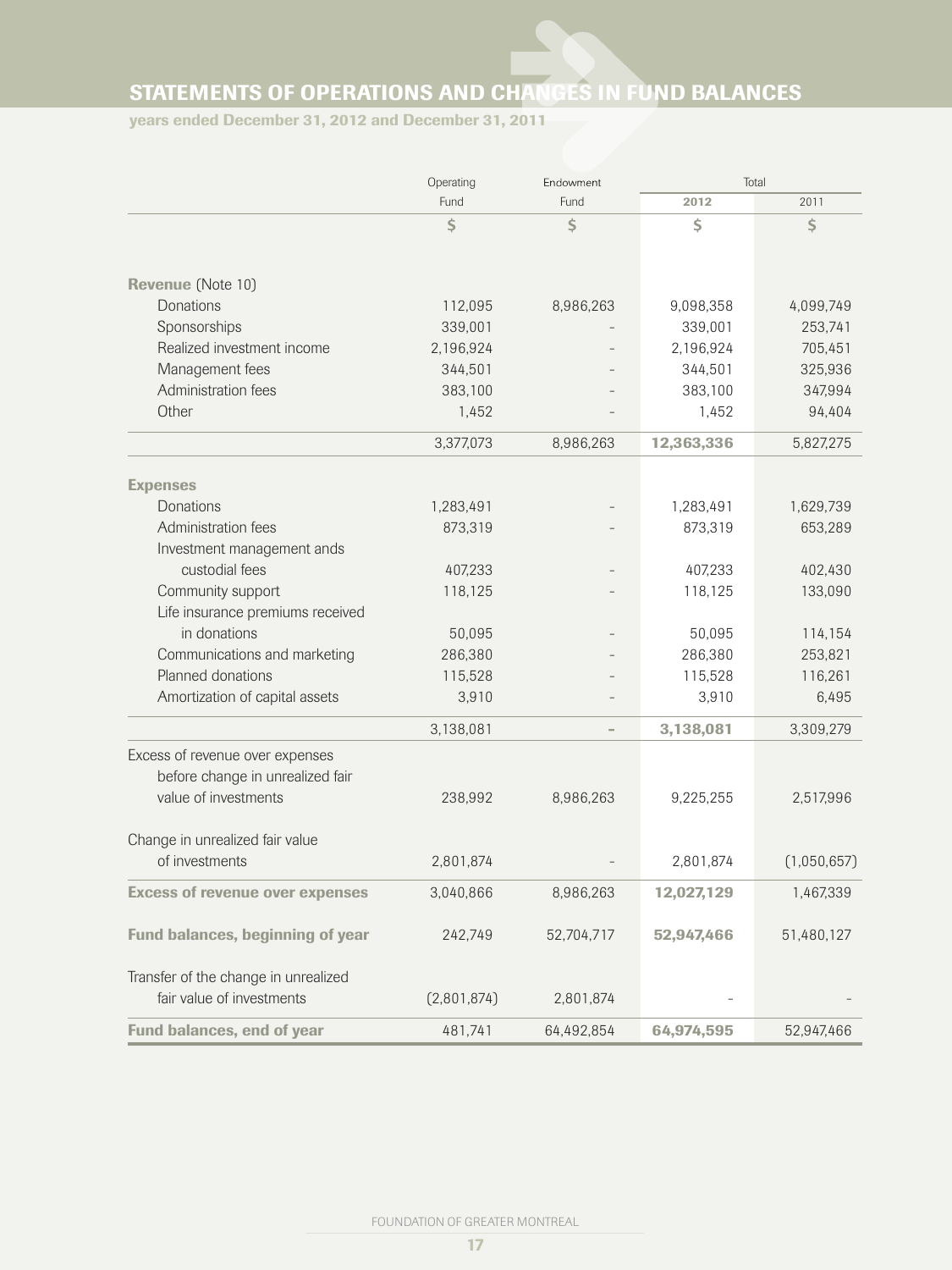## STATEMENTS OF OPERATIONS AND CHANGES IN FUND BALANCES

**years ended December 31, 2012 and December 31, 2011**

| | Operating Fund | Endowment Fund | Total 2012 | Total 2011 |
|---|---|---|---|---|
| | $ | $ | $ | $ |
| **Revenue** (Note 10) | | | | |
| Donations | 112,095 | 8,986,263 | 9,098,358 | 4,099,749 |
| Sponsorships | 339,001 | - | 339,001 | 253,741 |
| Realized investment income | 2,196,924 | - | 2,196,924 | 705,451 |
| Management fees | 344,501 | - | 344,501 | 325,936 |
| Administration fees | 383,100 | - | 383,100 | 347,994 |
| Other | 1,452 | - | 1,452 | 94,404 |
| | 3,377,073 | 8,986,263 | **12,363,336** | 5,827,275 |
| **Expenses** | | | | |
| Donations | 1,283,491 | - | 1,283,491 | 1,629,739 |
| Administration fees | 873,319 | - | 873,319 | 653,289 |
| Investment management ands custodial fees | 407,233 | - | 407,233 | 402,430 |
| Community support | 118,125 | - | 118,125 | 133,090 |
| Life insurance premiums received in donations | 50,095 | - | 50,095 | 114,154 |
| Communications and marketing | 286,380 | - | 286,380 | 253,821 |
| Planned donations | 115,528 | - | 115,528 | 116,261 |
| Amortization of capital assets | 3,910 | - | 3,910 | 6,495 |
| | 3,138,081 | - | **3,138,081** | 3,309,279 |
| Excess of revenue over expenses before change in unrealized fair value of investments | 238,992 | 8,986,263 | 9,225,255 | 2,517,996 |
| Change in unrealized fair value of investments | 2,801,874 | - | 2,801,874 | (1,050,657) |
| **Excess of revenue over expenses** | 3,040,866 | 8,986,263 | **12,027,129** | 1,467,339 |
| **Fund balances, beginning of year** | 242,749 | 52,704,717 | **52,947,466** | 51,480,127 |
| Transfer of the change in unrealized fair value of investments | (2,801,874) | 2,801,874 | - | - |
| **Fund balances, end of year** | 481,741 | 64,492,854 | **64,974,595** | 52,947,466 |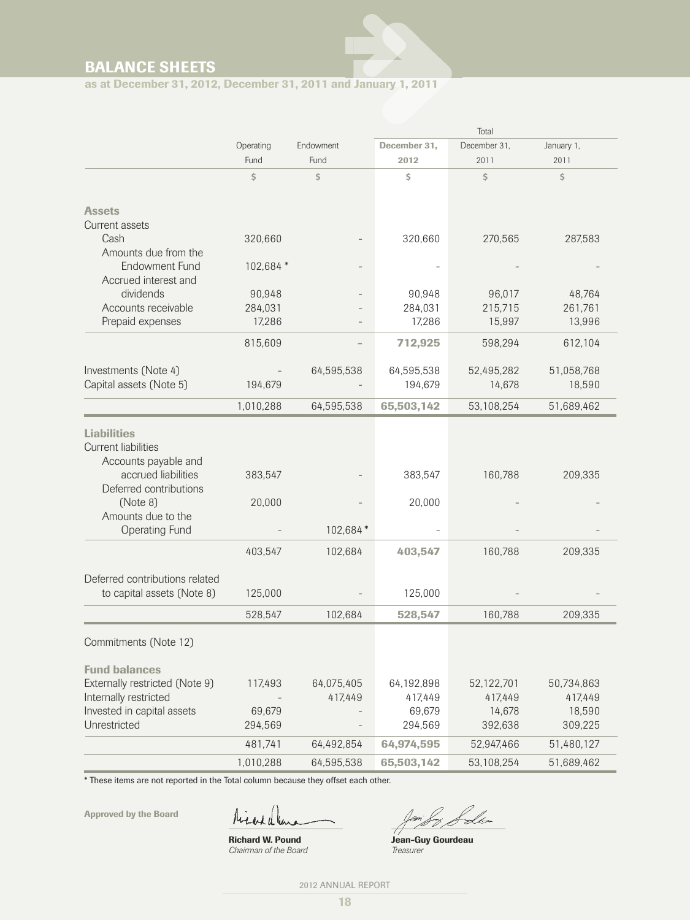## BALANCE SHEETS

**as at December 31, 2012, December 31, 2011 and January 1, 2011**

| | Operating Fund | Endowment Fund | Total December 31, 2012 | Total December 31, 2011 | Total January 1, 2011 |
|---|---|---|---|---|---|
| | $ | $ | $ | $ | $ |
| **Assets** | | | | | |
| Current assets | | | | | |
| Cash | 320,660 | – | 320,660 | 270,565 | 287,583 |
| Amounts due from the Endowment Fund | 102,684 * | – | – | – | – |
| Accrued interest and dividends | 90,948 | – | 90,948 | 96,017 | 48,764 |
| Accounts receivable | 284,031 | – | 284,031 | 215,715 | 261,761 |
| Prepaid expenses | 17,286 | – | 17,286 | 15,997 | 13,996 |
| | 815,609 | – | **712,925** | 598,294 | 612,104 |
| Investments (Note 4) | – | 64,595,538 | 64,595,538 | 52,495,282 | 51,058,768 |
| Capital assets (Note 5) | 194,679 | – | 194,679 | 14,678 | 18,590 |
| | 1,010,288 | 64,595,538 | **65,503,142** | 53,108,254 | 51,689,462 |
| **Liabilities** | | | | | |
| Current liabilities | | | | | |
| Accounts payable and accrued liabilities | 383,547 | – | 383,547 | 160,788 | 209,335 |
| Deferred contributions (Note 8) | 20,000 | – | 20,000 | – | – |
| Amounts due to the Operating Fund | – | 102,684 * | – | – | – |
| | 403,547 | 102,684 | **403,547** | 160,788 | 209,335 |
| Deferred contributions related to capital assets (Note 8) | 125,000 | – | 125,000 | – | – |
| | 528,547 | 102,684 | **528,547** | 160,788 | 209,335 |
| Commitments (Note 12) | | | | | |
| **Fund balances** | | | | | |
| Externally restricted (Note 9) | 117,493 | 64,075,405 | 64,192,898 | 52,122,701 | 50,734,863 |
| Internally restricted | – | 417,449 | 417,449 | 417,449 | 417,449 |
| Invested in capital assets | 69,679 | – | 69,679 | 14,678 | 18,590 |
| Unrestricted | 294,569 | – | 294,569 | 392,638 | 309,225 |
| | 481,741 | 64,492,854 | **64,974,595** | 52,947,466 | 51,480,127 |
| | 1,010,288 | 64,595,538 | **65,503,142** | 53,108,254 | 51,689,462 |

* These items are not reported in the Total column because they offset each other.

**Approved by the Board**

**Richard W. Pound**
*Chairman of the Board*

**Jean-Guy Gourdeau**
*Treasurer*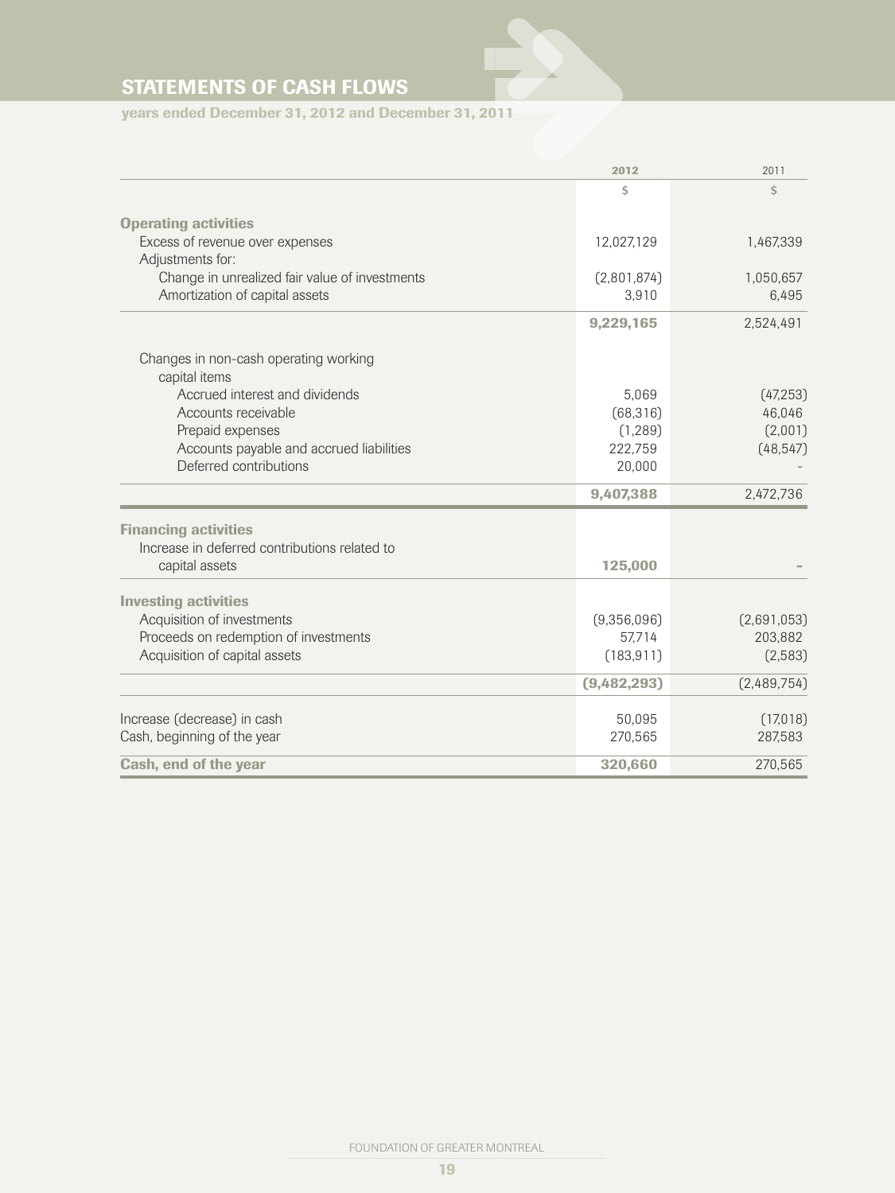## STATEMENTS OF CASH FLOWS

**years ended December 31, 2012 and December 31, 2011**

| | 2012 | 2011 |
|---|---|---|
| | $ | $ |
| **Operating activities** | | |
| Excess of revenue over expenses | 12,027,129 | 1,467,339 |
| Adjustments for: | | |
| Change in unrealized fair value of investments | (2,801,874) | 1,050,657 |
| Amortization of capital assets | 3,910 | 6,495 |
| | **9,229,165** | 2,524,491 |
| Changes in non-cash operating working capital items | | |
| Accrued interest and dividends | 5,069 | (47,253) |
| Accounts receivable | (68,316) | 46,046 |
| Prepaid expenses | (1,289) | (2,001) |
| Accounts payable and accrued liabilities | 222,759 | (48,547) |
| Deferred contributions | 20,000 | - |
| | **9,407,388** | 2,472,736 |
| **Financing activities** | | |
| Increase in deferred contributions related to capital assets | **125,000** | - |
| **Investing activities** | | |
| Acquisition of investments | (9,356,096) | (2,691,053) |
| Proceeds on redemption of investments | 57,714 | 203,882 |
| Acquisition of capital assets | (183,911) | (2,583) |
| | **(9,482,293)** | (2,489,754) |
| Increase (decrease) in cash | 50,095 | (17,018) |
| Cash, beginning of the year | 270,565 | 287,583 |
| **Cash, end of the year** | **320,660** | 270,565 |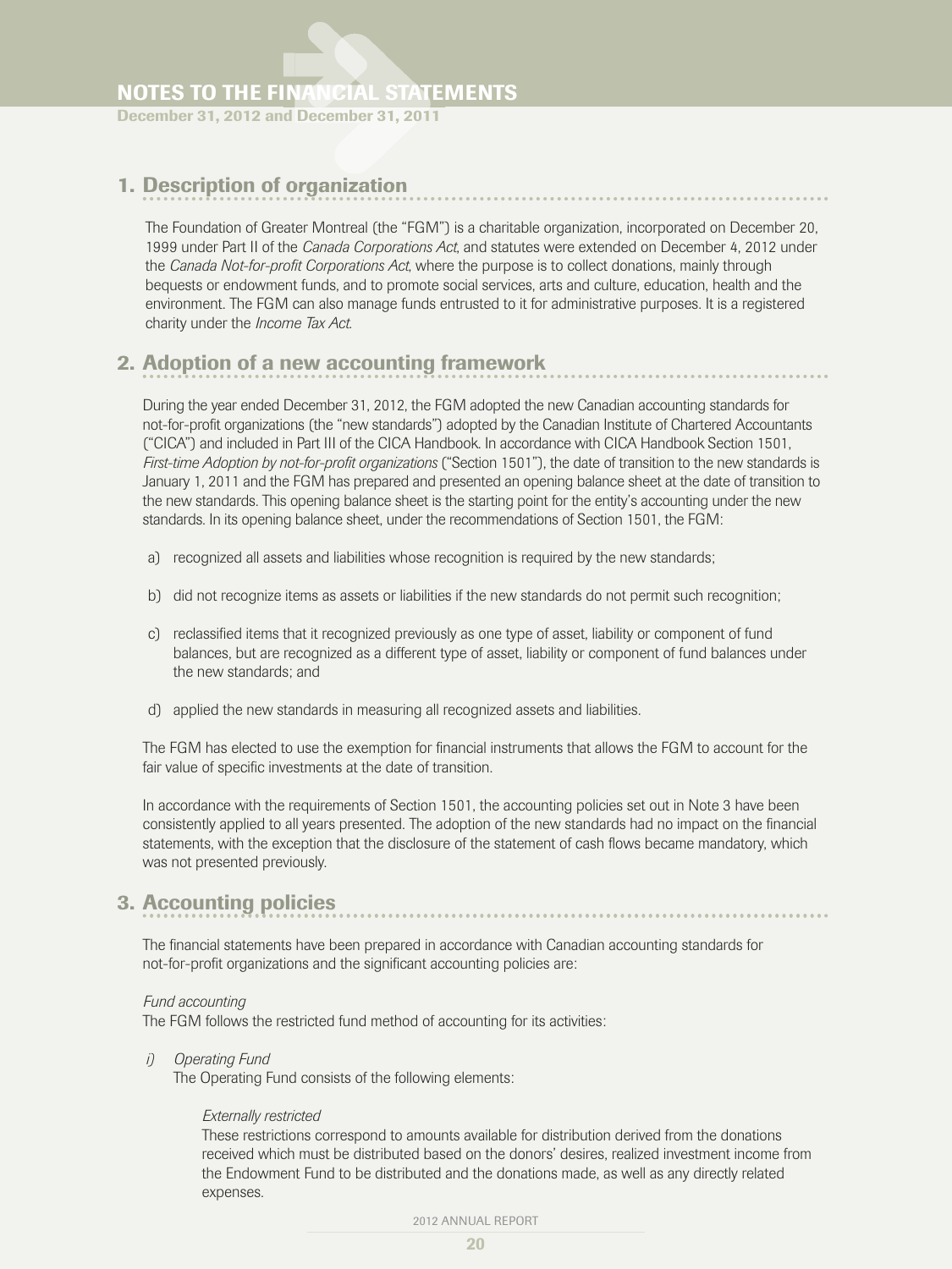# NOTES TO THE FINANCIAL STATEMENTS

December 31, 2012 and December 31, 2011

## 1. Description of organization

The Foundation of Greater Montreal (the "FGM") is a charitable organization, incorporated on December 20, 1999 under Part II of the *Canada Corporations Act*, and statutes were extended on December 4, 2012 under the *Canada Not-for-profit Corporations Act*, where the purpose is to collect donations, mainly through bequests or endowment funds, and to promote social services, arts and culture, education, health and the environment. The FGM can also manage funds entrusted to it for administrative purposes. It is a registered charity under the *Income Tax Act*.

## 2. Adoption of a new accounting framework

During the year ended December 31, 2012, the FGM adopted the new Canadian accounting standards for not-for-profit organizations (the "new standards") adopted by the Canadian Institute of Chartered Accountants ("CICA") and included in Part III of the CICA Handbook. In accordance with CICA Handbook Section 1501, *First-time Adoption by not-for-profit organizations* ("Section 1501"), the date of transition to the new standards is January 1, 2011 and the FGM has prepared and presented an opening balance sheet at the date of transition to the new standards. This opening balance sheet is the starting point for the entity's accounting under the new standards. In its opening balance sheet, under the recommendations of Section 1501, the FGM:

a) recognized all assets and liabilities whose recognition is required by the new standards;

b) did not recognize items as assets or liabilities if the new standards do not permit such recognition;

c) reclassified items that it recognized previously as one type of asset, liability or component of fund balances, but are recognized as a different type of asset, liability or component of fund balances under the new standards; and

d) applied the new standards in measuring all recognized assets and liabilities.

The FGM has elected to use the exemption for financial instruments that allows the FGM to account for the fair value of specific investments at the date of transition.

In accordance with the requirements of Section 1501, the accounting policies set out in Note 3 have been consistently applied to all years presented. The adoption of the new standards had no impact on the financial statements, with the exception that the disclosure of the statement of cash flows became mandatory, which was not presented previously.

## 3. Accounting policies

The financial statements have been prepared in accordance with Canadian accounting standards for not-for-profit organizations and the significant accounting policies are:

*Fund accounting*

The FGM follows the restricted fund method of accounting for its activities:

*i) Operating Fund*

The Operating Fund consists of the following elements:

*Externally restricted*

These restrictions correspond to amounts available for distribution derived from the donations received which must be distributed based on the donors' desires, realized investment income from the Endowment Fund to be distributed and the donations made, as well as any directly related expenses.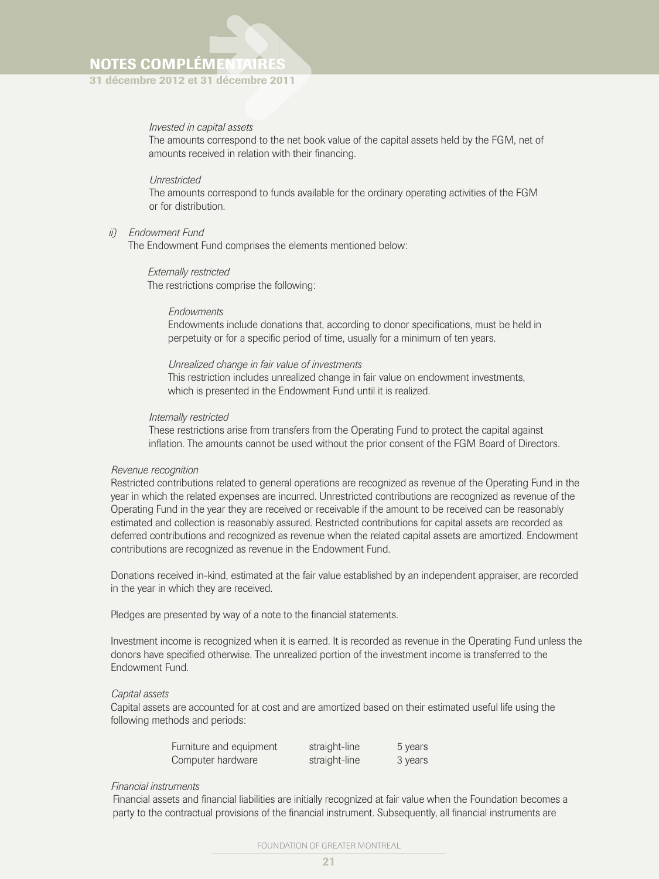*Invested in capital assets*

The amounts correspond to the net book value of the capital assets held by the FGM, net of amounts received in relation with their financing.

*Unrestricted*

The amounts correspond to funds available for the ordinary operating activities of the FGM or for distribution.

*ii) Endowment Fund*

The Endowment Fund comprises the elements mentioned below:

*Externally restricted*

The restrictions comprise the following:

*Endowments*

Endowments include donations that, according to donor specifications, must be held in perpetuity or for a specific period of time, usually for a minimum of ten years.

*Unrealized change in fair value of investments*

This restriction includes unrealized change in fair value on endowment investments, which is presented in the Endowment Fund until it is realized.

*Internally restricted*

These restrictions arise from transfers from the Operating Fund to protect the capital against inflation. The amounts cannot be used without the prior consent of the FGM Board of Directors.

*Revenue recognition*

Restricted contributions related to general operations are recognized as revenue of the Operating Fund in the year in which the related expenses are incurred. Unrestricted contributions are recognized as revenue of the Operating Fund in the year they are received or receivable if the amount to be received can be reasonably estimated and collection is reasonably assured. Restricted contributions for capital assets are recorded as deferred contributions and recognized as revenue when the related capital assets are amortized. Endowment contributions are recognized as revenue in the Endowment Fund.

Donations received in-kind, estimated at the fair value established by an independent appraiser, are recorded in the year in which they are received.

Pledges are presented by way of a note to the financial statements.

Investment income is recognized when it is earned. It is recorded as revenue in the Operating Fund unless the donors have specified otherwise. The unrealized portion of the investment income is transferred to the Endowment Fund.

*Capital assets*

Capital assets are accounted for at cost and are amortized based on their estimated useful life using the following methods and periods:

| | | |
|---|---|---|
| Furniture and equipment | straight-line | 5 years |
| Computer hardware | straight-line | 3 years |

*Financial instruments*

Financial assets and financial liabilities are initially recognized at fair value when the Foundation becomes a party to the contractual provisions of the financial instrument. Subsequently, all financial instruments are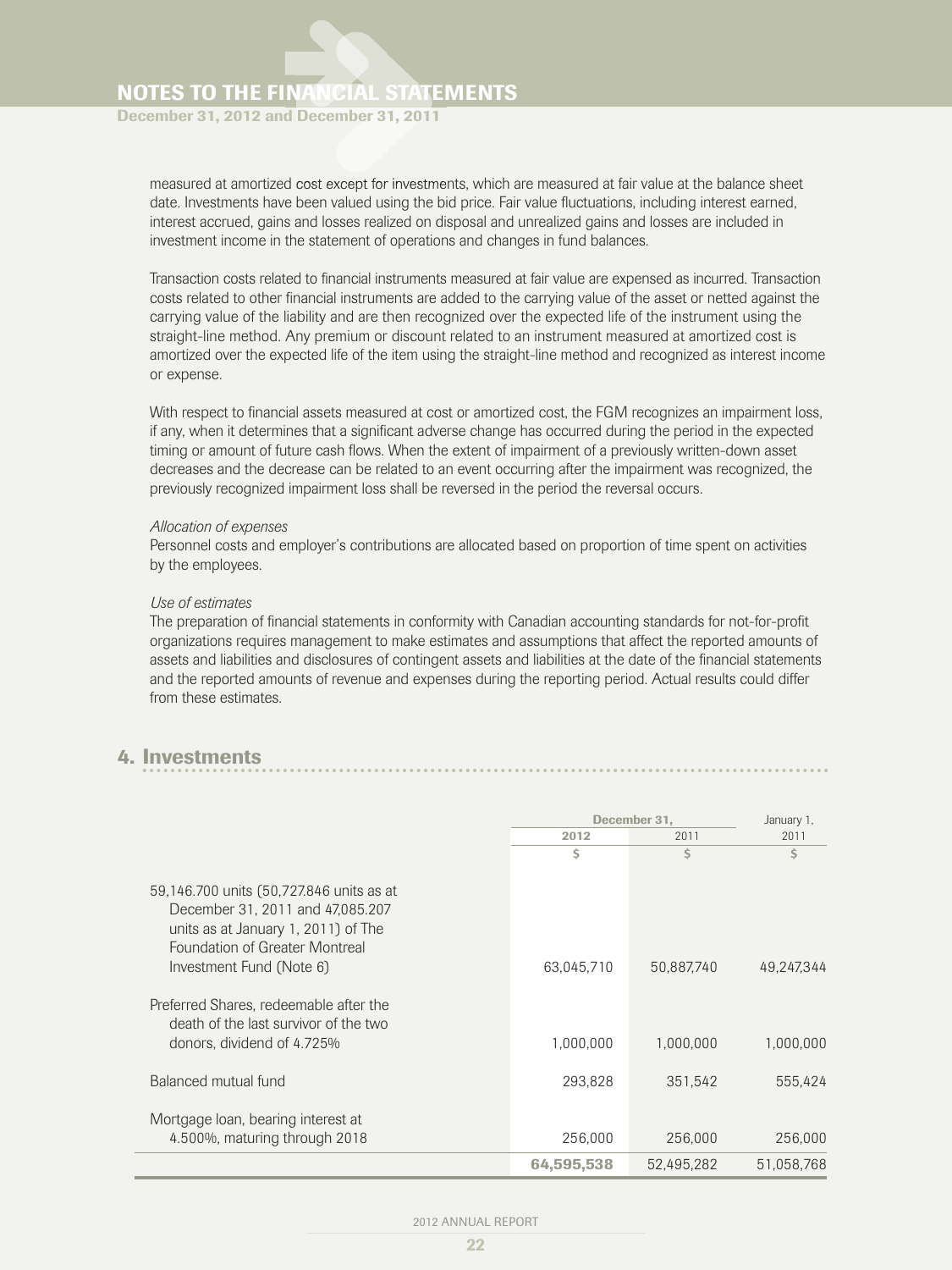measured at amortized cost except for investments, which are measured at fair value at the balance sheet date. Investments have been valued using the bid price. Fair value fluctuations, including interest earned, interest accrued, gains and losses realized on disposal and unrealized gains and losses are included in investment income in the statement of operations and changes in fund balances.

Transaction costs related to financial instruments measured at fair value are expensed as incurred. Transaction costs related to other financial instruments are added to the carrying value of the asset or netted against the carrying value of the liability and are then recognized over the expected life of the instrument using the straight-line method. Any premium or discount related to an instrument measured at amortized cost is amortized over the expected life of the item using the straight-line method and recognized as interest income or expense.

With respect to financial assets measured at cost or amortized cost, the FGM recognizes an impairment loss, if any, when it determines that a significant adverse change has occurred during the period in the expected timing or amount of future cash flows. When the extent of impairment of a previously written-down asset decreases and the decrease can be related to an event occurring after the impairment was recognized, the previously recognized impairment loss shall be reversed in the period the reversal occurs.

*Allocation of expenses*

Personnel costs and employer's contributions are allocated based on proportion of time spent on activities by the employees.

*Use of estimates*

The preparation of financial statements in conformity with Canadian accounting standards for not-for-profit organizations requires management to make estimates and assumptions that affect the reported amounts of assets and liabilities and disclosures of contingent assets and liabilities at the date of the financial statements and the reported amounts of revenue and expenses during the reporting period. Actual results could differ from these estimates.

## 4. Investments

| | December 31, | | January 1, |
|---|---|---|---|
| | **2012** | 2011 | 2011 |
| | $ | $ | $ |
| 59,146.700 units (50,727.846 units as at December 31, 2011 and 47,085.207 units as at January 1, 2011) of The Foundation of Greater Montreal Investment Fund (Note 6) | 63,045,710 | 50,887,740 | 49,247,344 |
| Preferred Shares, redeemable after the death of the last survivor of the two donors, dividend of 4.725% | 1,000,000 | 1,000,000 | 1,000,000 |
| Balanced mutual fund | 293,828 | 351,542 | 555,424 |
| Mortgage loan, bearing interest at 4.500%, maturing through 2018 | 256,000 | 256,000 | 256,000 |
| | **64,595,538** | 52,495,282 | 51,058,768 |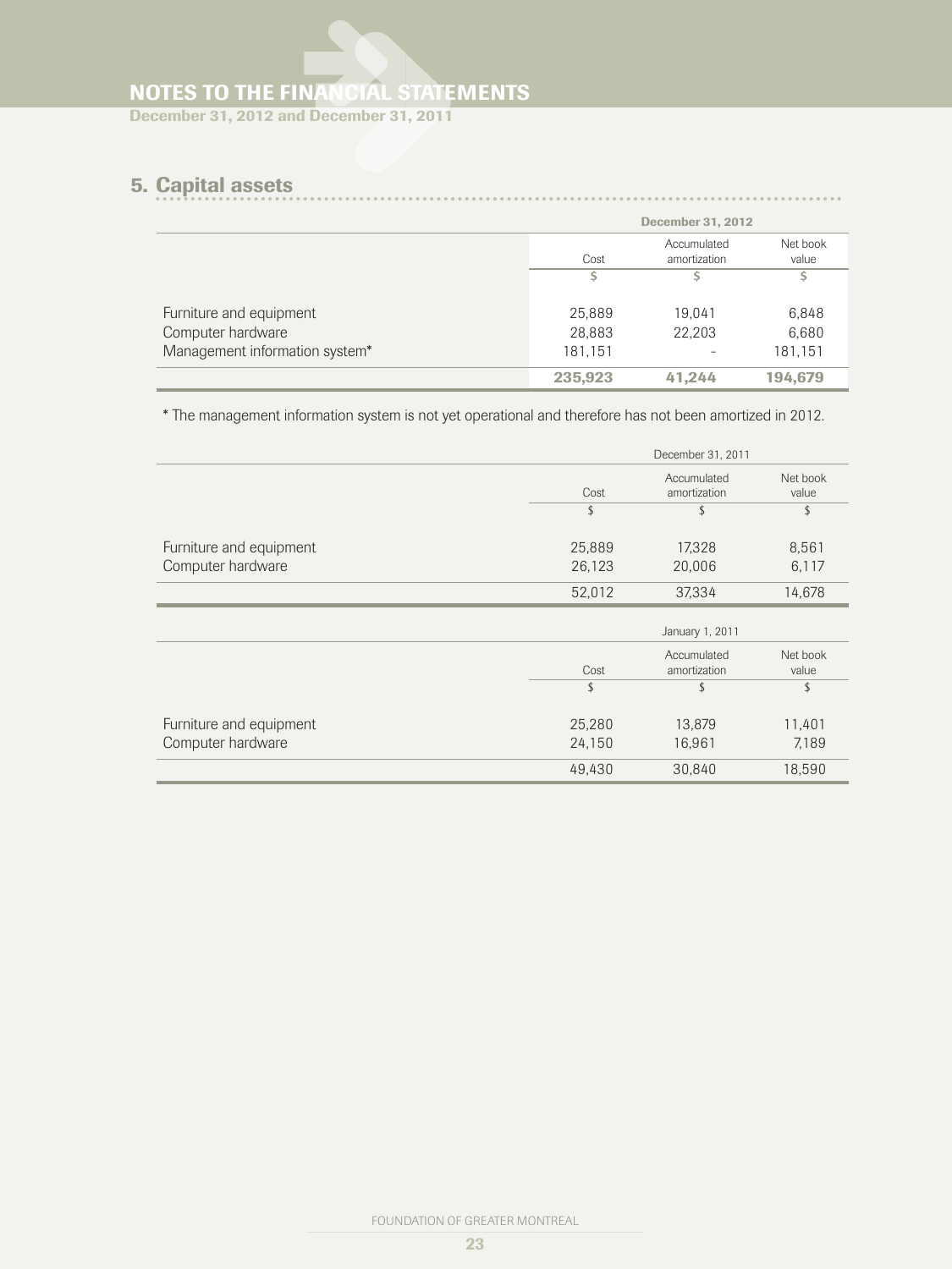## 5. Capital assets

| | December 31, 2012 | | |
|---|---|---|---|
| | Cost | Accumulated amortization | Net book value |
| | $ | $ | $ |
| Furniture and equipment | 25,889 | 19,041 | 6,848 |
| Computer hardware | 28,883 | 22,203 | 6,680 |
| Management information system* | 181,151 | – | 181,151 |
| | **235,923** | **41,244** | **194,679** |

* The management information system is not yet operational and therefore has not been amortized in 2012.

| | December 31, 2011 | | |
|---|---|---|---|
| | Cost | Accumulated amortization | Net book value |
| | $ | $ | $ |
| Furniture and equipment | 25,889 | 17,328 | 8,561 |
| Computer hardware | 26,123 | 20,006 | 6,117 |
| | 52,012 | 37,334 | 14,678 |

| | January 1, 2011 | | |
|---|---|---|---|
| | Cost | Accumulated amortization | Net book value |
| | $ | $ | $ |
| Furniture and equipment | 25,280 | 13,879 | 11,401 |
| Computer hardware | 24,150 | 16,961 | 7,189 |
| | 49,430 | 30,840 | 18,590 |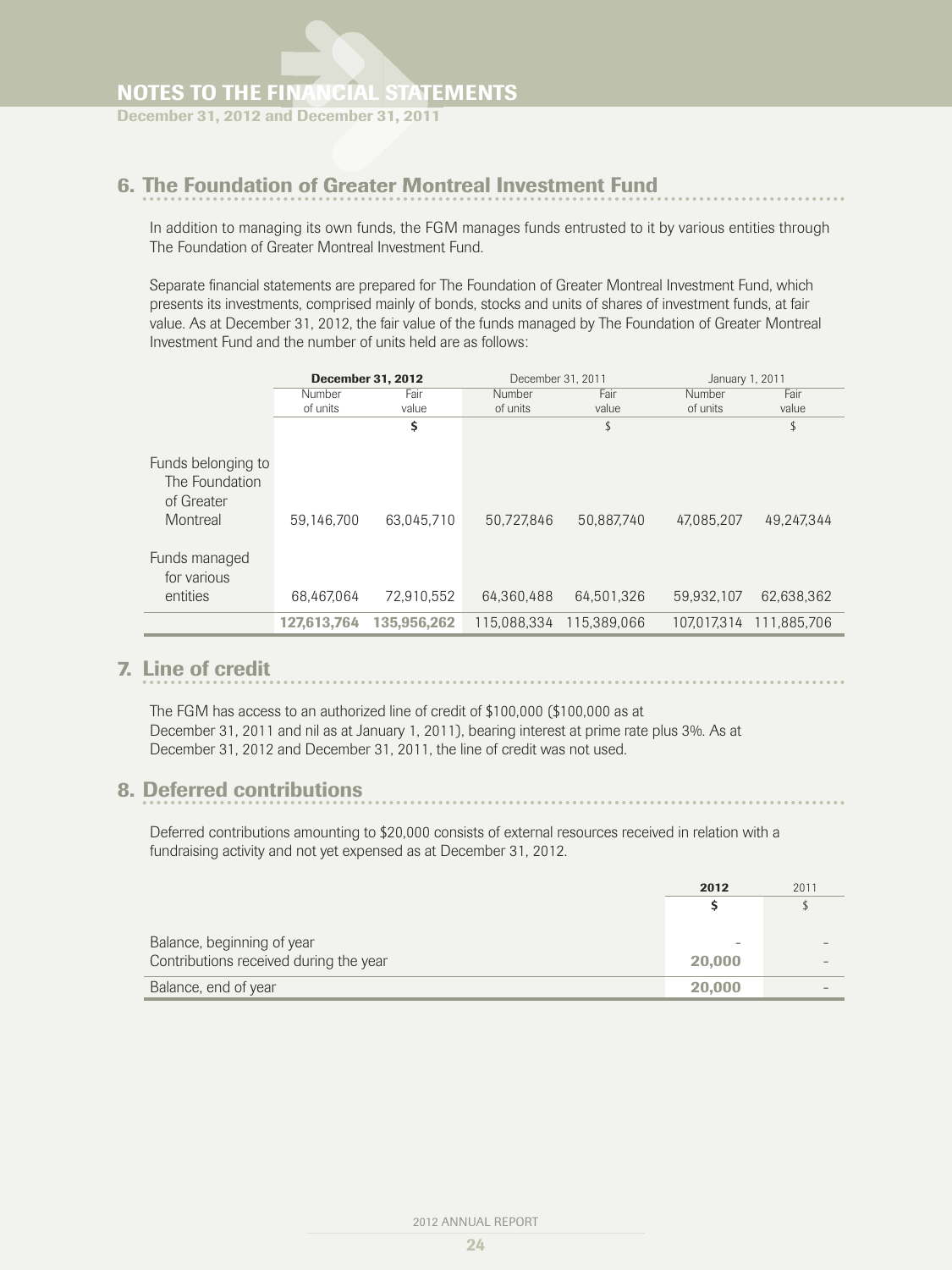# NOTES TO THE FINANCIAL STATEMENTS

December 31, 2012 and December 31, 2011

## 6. The Foundation of Greater Montreal Investment Fund

In addition to managing its own funds, the FGM manages funds entrusted to it by various entities through The Foundation of Greater Montreal Investment Fund.

Separate financial statements are prepared for The Foundation of Greater Montreal Investment Fund, which presents its investments, comprised mainly of bonds, stocks and units of shares of investment funds, at fair value. As at December 31, 2012, the fair value of the funds managed by The Foundation of Greater Montreal Investment Fund and the number of units held are as follows:

| | **December 31, 2012** | | December 31, 2011 | | January 1, 2011 | |
|---|---|---|---|---|---|---|
| | Number of units | Fair value | Number of units | Fair value | Number of units | Fair value |
| | | **$** | | $ | | $ |
| Funds belonging to The Foundation of Greater Montreal | 59,146,700 | 63,045,710 | 50,727,846 | 50,887,740 | 47,085,207 | 49,247,344 |
| Funds managed for various entities | 68,467,064 | 72,910,552 | 64,360,488 | 64,501,326 | 59,932,107 | 62,638,362 |
| | **127,613,764** | **135,956,262** | 115,088,334 | 115,389,066 | 107,017,314 | 111,885,706 |

## 7. Line of credit

The FGM has access to an authorized line of credit of $100,000 ($100,000 as at December 31, 2011 and nil as at January 1, 2011), bearing interest at prime rate plus 3%. As at December 31, 2012 and December 31, 2011, the line of credit was not used.

## 8. Deferred contributions

Deferred contributions amounting to $20,000 consists of external resources received in relation with a fundraising activity and not yet expensed as at December 31, 2012.

| | **2012** | 2011 |
|---|---|---|
| | **$** | $ |
| Balance, beginning of year | – | – |
| Contributions received during the year | **20,000** | – |
| Balance, end of year | **20,000** | – |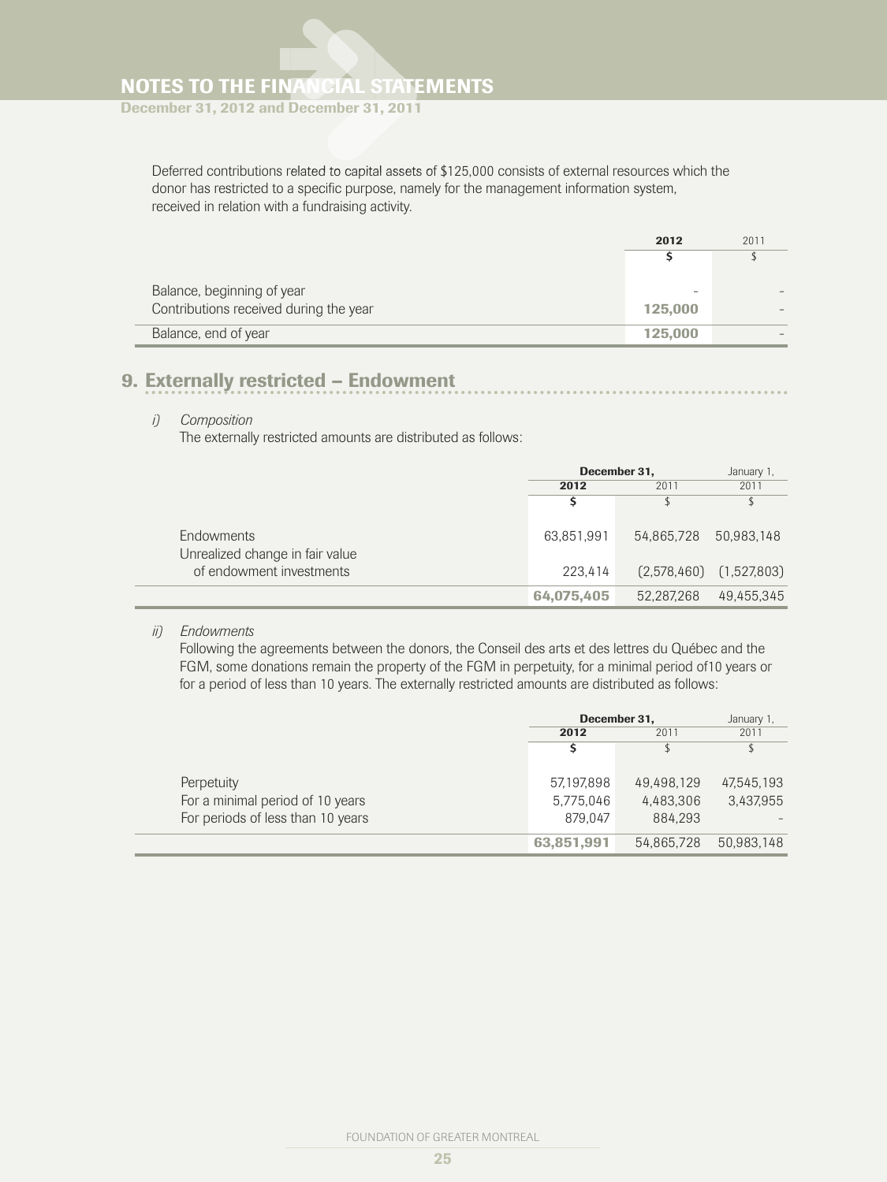Deferred contributions related to capital assets of $125,000 consists of external resources which the donor has restricted to a specific purpose, namely for the management information system, received in relation with a fundraising activity.

| | **2012** | 2011 |
|---|---|---|
| | **$** | $ |
| Balance, beginning of year | – | – |
| Contributions received during the year | **125,000** | – |
| Balance, end of year | **125,000** | – |

## 9. Externally restricted – Endowment

*i) Composition*

The externally restricted amounts are distributed as follows:

| | December 31, | | January 1, |
|---|---|---|---|
| | **2012** | 2011 | 2011 |
| | **$** | $ | $ |
| Endowments | 63,851,991 | 54,865,728 | 50,983,148 |
| Unrealized change in fair value of endowment investments | 223,414 | (2,578,460) | (1,527,803) |
| | **64,075,405** | 52,287,268 | 49,455,345 |

*ii) Endowments*

Following the agreements between the donors, the Conseil des arts et des lettres du Québec and the FGM, some donations remain the property of the FGM in perpetuity, for a minimal period of10 years or for a period of less than 10 years. The externally restricted amounts are distributed as follows:

| | December 31, | | January 1, |
|---|---|---|---|
| | **2012** | 2011 | 2011 |
| | **$** | $ | $ |
| Perpetuity | 57,197,898 | 49,498,129 | 47,545,193 |
| For a minimal period of 10 years | 5,775,046 | 4,483,306 | 3,437,955 |
| For periods of less than 10 years | 879,047 | 884,293 | – |
| | **63,851,991** | 54,865,728 | 50,983,148 |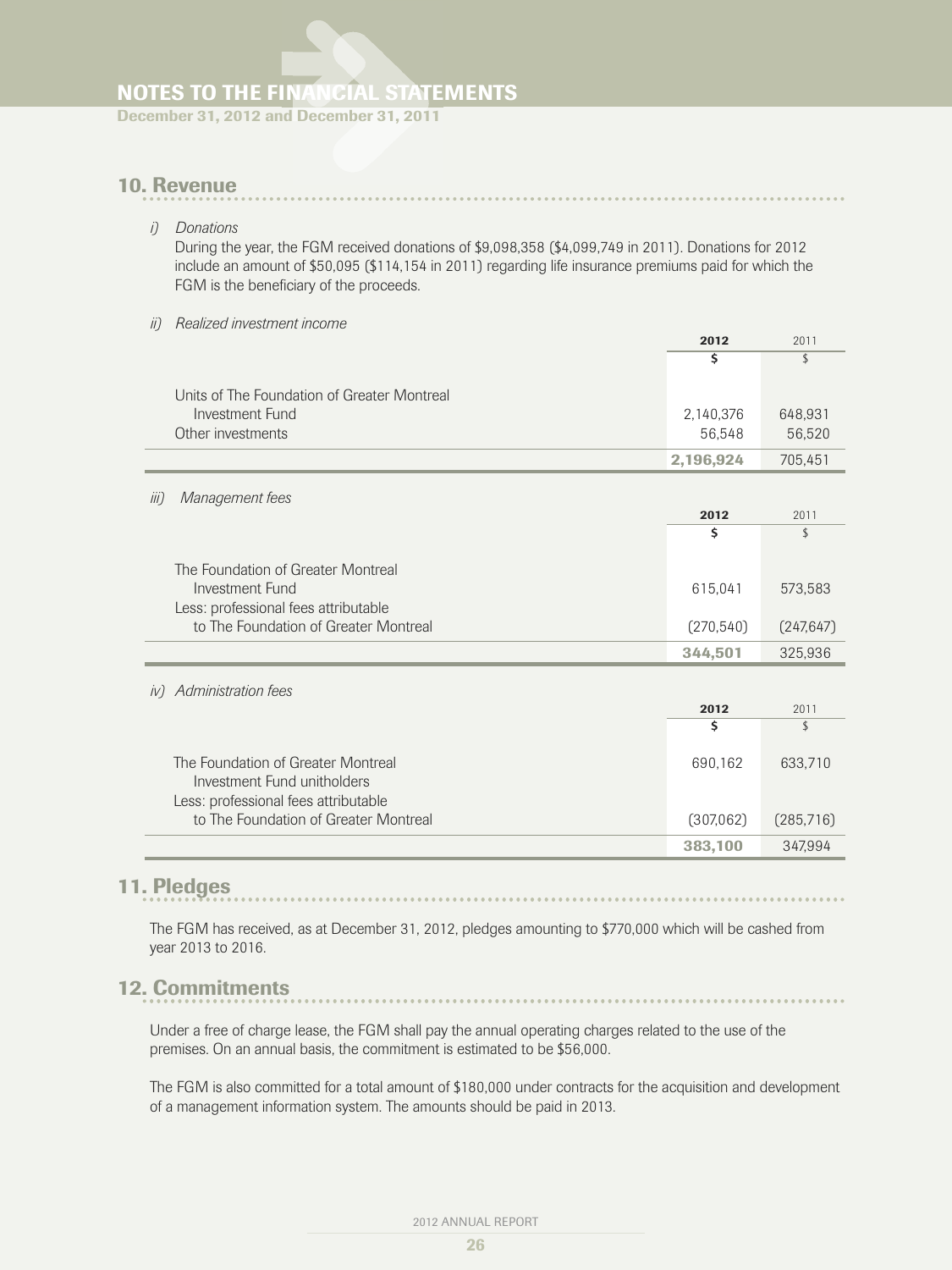## 10. Revenue

*i) Donations*

During the year, the FGM received donations of $9,098,358 ($4,099,749 in 2011). Donations for 2012 include an amount of $50,095 ($114,154 in 2011) regarding life insurance premiums paid for which the FGM is the beneficiary of the proceeds.

*ii) Realized investment income*

| | **2012** | 2011 |
|---|---|---|
| | **$** | $ |
| Units of The Foundation of Greater Montreal Investment Fund | 2,140,376 | 648,931 |
| Other investments | 56,548 | 56,520 |
| | **2,196,924** | 705,451 |

*iii) Management fees*

| | **2012** | 2011 |
|---|---|---|
| | **$** | $ |
| The Foundation of Greater Montreal Investment Fund | 615,041 | 573,583 |
| Less: professional fees attributable to The Foundation of Greater Montreal | (270,540) | (247,647) |
| | **344,501** | 325,936 |

*iv) Administration fees*

| | **2012** | 2011 |
|---|---|---|
| | **$** | $ |
| The Foundation of Greater Montreal Investment Fund unitholders | 690,162 | 633,710 |
| Less: professional fees attributable to The Foundation of Greater Montreal | (307,062) | (285,716) |
| | **383,100** | 347,994 |

## 11. Pledges

The FGM has received, as at December 31, 2012, pledges amounting to $770,000 which will be cashed from year 2013 to 2016.

## 12. Commitments

Under a free of charge lease, the FGM shall pay the annual operating charges related to the use of the premises. On an annual basis, the commitment is estimated to be $56,000.

The FGM is also committed for a total amount of $180,000 under contracts for the acquisition and development of a management information system. The amounts should be paid in 2013.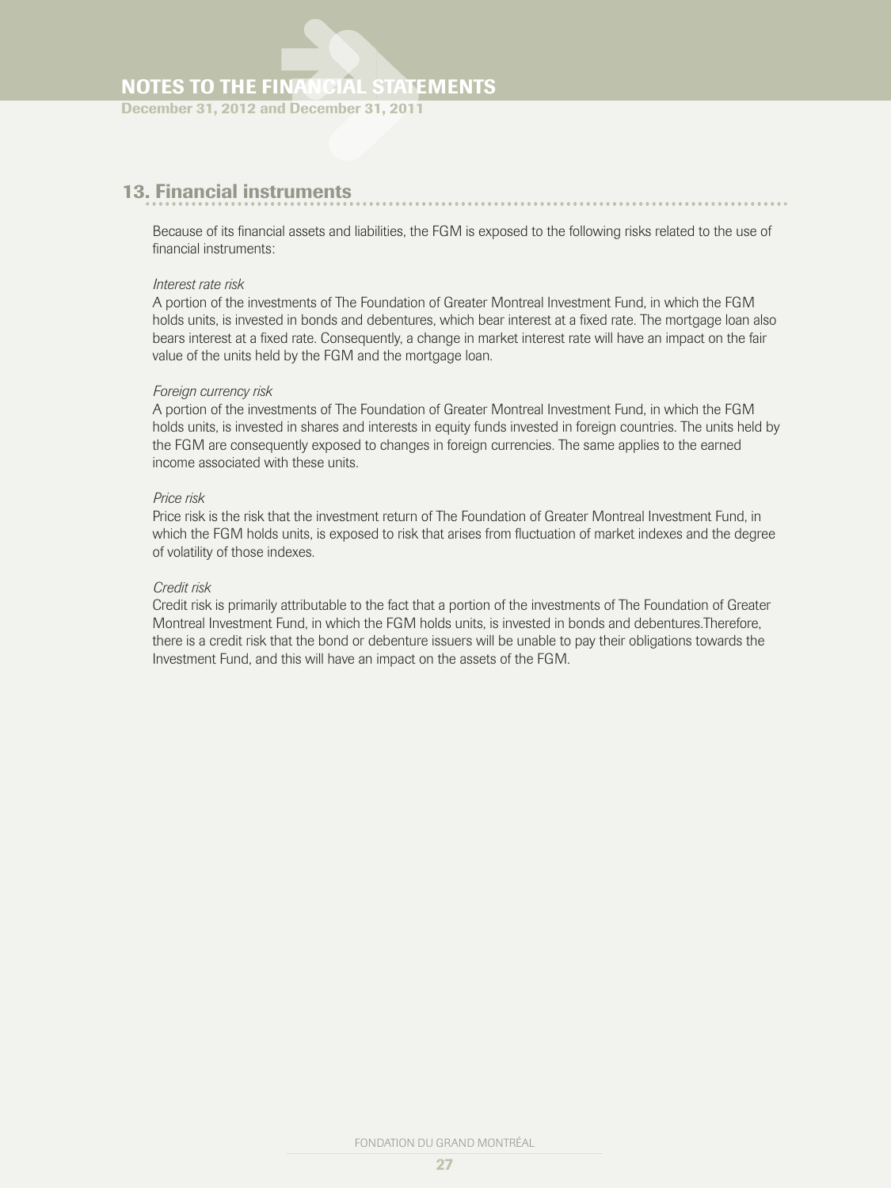## 13. Financial instruments

Because of its financial assets and liabilities, the FGM is exposed to the following risks related to the use of financial instruments:

*Interest rate risk*

A portion of the investments of The Foundation of Greater Montreal Investment Fund, in which the FGM holds units, is invested in bonds and debentures, which bear interest at a fixed rate. The mortgage loan also bears interest at a fixed rate. Consequently, a change in market interest rate will have an impact on the fair value of the units held by the FGM and the mortgage loan.

*Foreign currency risk*

A portion of the investments of The Foundation of Greater Montreal Investment Fund, in which the FGM holds units, is invested in shares and interests in equity funds invested in foreign countries. The units held by the FGM are consequently exposed to changes in foreign currencies. The same applies to the earned income associated with these units.

*Price risk*

Price risk is the risk that the investment return of The Foundation of Greater Montreal Investment Fund, in which the FGM holds units, is exposed to risk that arises from fluctuation of market indexes and the degree of volatility of those indexes.

*Credit risk*

Credit risk is primarily attributable to the fact that a portion of the investments of The Foundation of Greater Montreal Investment Fund, in which the FGM holds units, is invested in bonds and debentures.Therefore, there is a credit risk that the bond or debenture issuers will be unable to pay their obligations towards the Investment Fund, and this will have an impact on the assets of the FGM.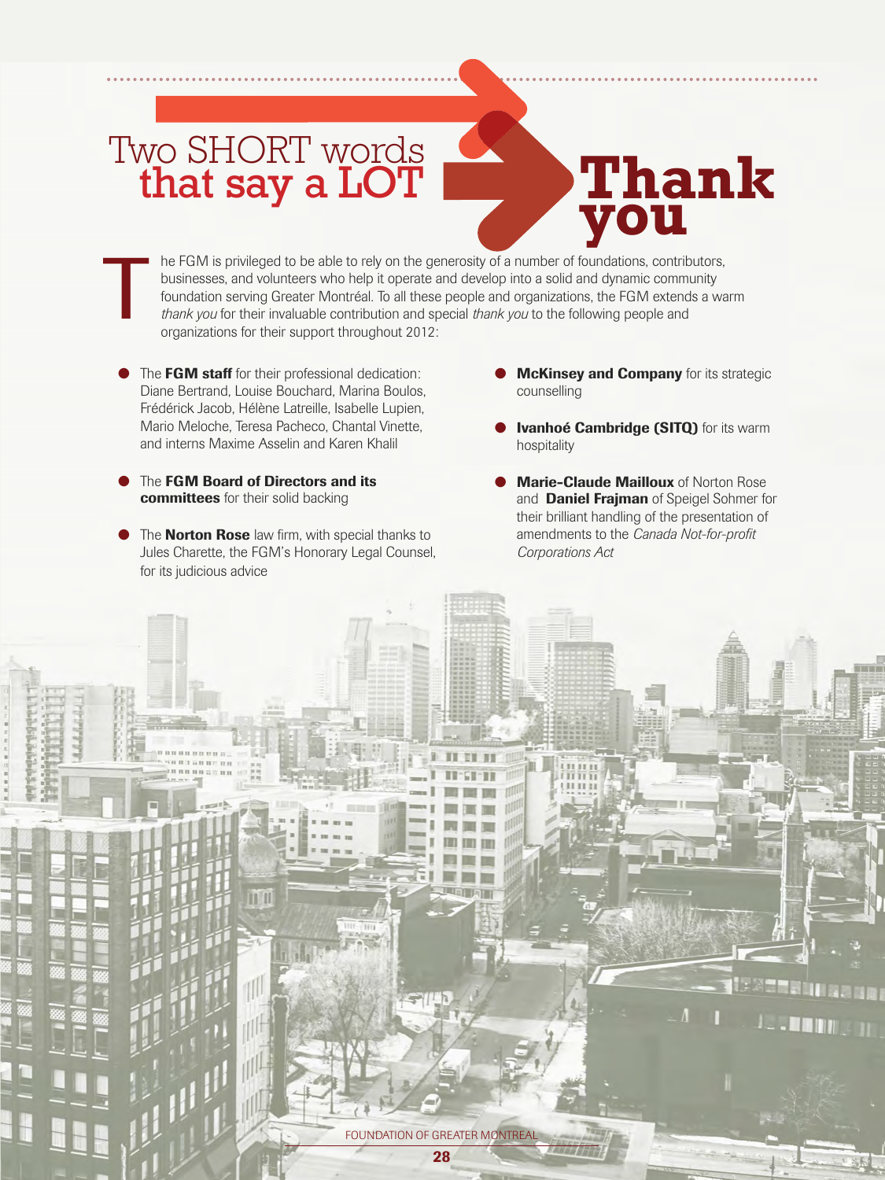# Two SHORT words that say a LOT

# Thank you

The FGM is privileged to be able to rely on the generosity of a number of foundations, contributors, businesses, and volunteers who help it operate and develop into a solid and dynamic community foundation serving Greater Montréal. To all these people and organizations, the FGM extends a warm *thank you* for their invaluable contribution and special *thank you* to the following people and organizations for their support throughout 2012:

- The **FGM staff** for their professional dedication: Diane Bertrand, Louise Bouchard, Marina Boulos, Frédérick Jacob, Hélène Latreille, Isabelle Lupien, Mario Meloche, Teresa Pacheco, Chantal Vinette, and interns Maxime Asselin and Karen Khalil
- The **FGM Board of Directors and its committees** for their solid backing
- The **Norton Rose** law firm, with special thanks to Jules Charette, the FGM's Honorary Legal Counsel, for its judicious advice
- **McKinsey and Company** for its strategic counselling
- **Ivanhoé Cambridge (SITQ)** for its warm hospitality
- **Marie-Claude Mailloux** of Norton Rose and **Daniel Frajman** of Speigel Sohmer for their brilliant handling of the presentation of amendments to the *Canada Not-for-profit Corporations Act*